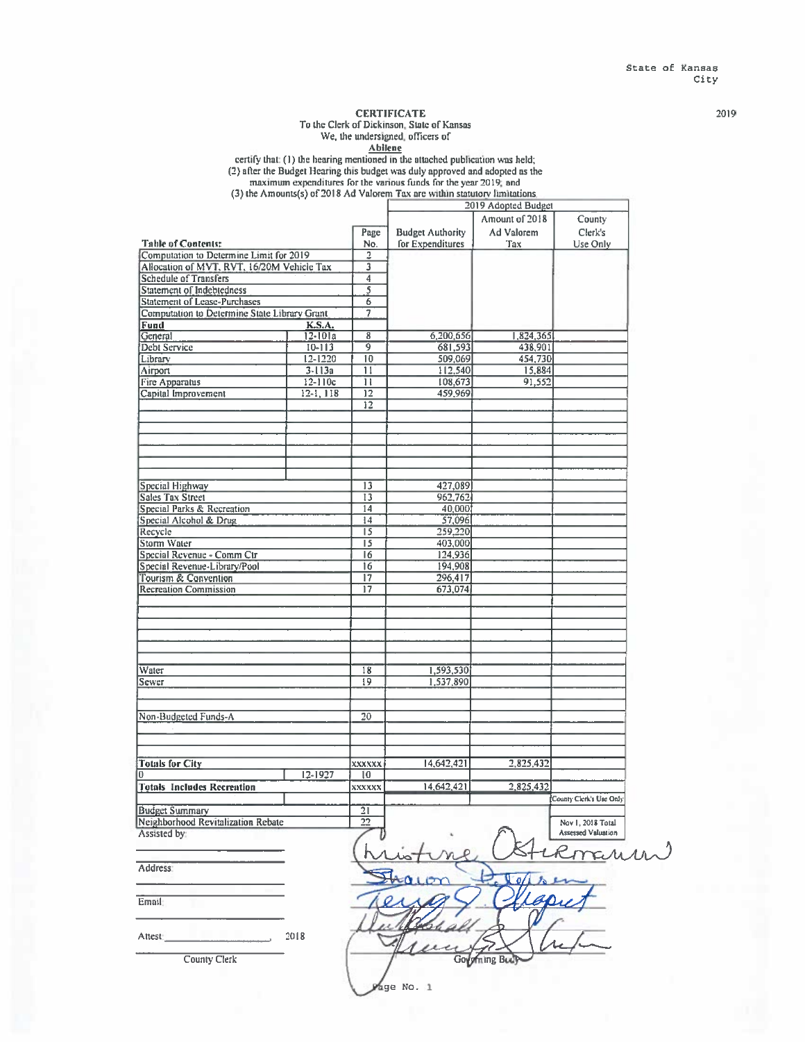State of Kansas
City

2019

# CERTIFICATE

To the Clerk of Dickinson, State of Kansas
We, the undersigned, officers of
**Abilene**

certify that: (1) the hearing mentioned in the attached publication was held;
(2) after the Budget Hearing this budget was duly approved and adopted as the maximum expenditures for the various funds for the year 2019; and
(3) the Amounts(s) of 2018 Ad Valorem Tax are within statutory limitations

| Table of Contents: | | Page No. | 2019 Adopted Budget Budget Authority for Expenditures | Amount of 2018 Ad Valorem Tax | County Clerk's Use Only |
|---|---|---|---|---|---|
| Computation to Determine Limit for 2019 | | 2 | | | |
| Allocation of MVT, RVT, 16/20M Vehicle Tax | | 3 | | | |
| Schedule of Transfers | | 4 | | | |
| Statement of Indebtedness | | 5 | | | |
| Statement of Lease-Purchases | | 6 | | | |
| Computation to Determine State Library Grant | | 7 | | | |
| **Fund** | **K.S.A.** | | | | |
| General | 12-101a | 8 | 6,200,656 | 1,824,365 | |
| Debt Service | 10-113 | 9 | 681,593 | 438,901 | |
| Library | 12-1220 | 10 | 509,069 | 454,730 | |
| Airport | 3-113a | 11 | 112,540 | 15,884 | |
| Fire Apparatus | 12-110c | 11 | 108,673 | 91,552 | |
| Capital Improvement | 12-1, 118 | 12 | 459,969 | | |
| | | 12 | | | |
| Special Highway | | 13 | 427,089 | | |
| Sales Tax Street | | 13 | 962,762 | | |
| Special Parks & Recreation | | 14 | 40,000 | | |
| Special Alcohol & Drug | | 14 | 57,096 | | |
| Recycle | | 15 | 259,220 | | |
| Storm Water | | 15 | 403,000 | | |
| Special Revenue - Comm Ctr | | 16 | 124,936 | | |
| Special Revenue-Library/Pool | | 16 | 194,908 | | |
| Tourism & Convention | | 17 | 296,417 | | |
| Recreation Commission | | 17 | 673,074 | | |
| Water | | 18 | 1,593,530 | | |
| Sewer | | 19 | 1,537,890 | | |
| Non-Budgeted Funds-A | | 20 | | | |
| **Totals for City** | | xxxxxx | 14,642,421 | 2,825,432 | |
| 0 | 12-1927 | 10 | | | |
| **Totals Includes Recreation** | | xxxxxx | 14,642,421 | 2,825,432 | |
| | | | | | County Clerk's Use Only |
| Budget Summary | | 21 | | | |
| Neighborhood Revitalization Rebate | | 22 | | | Nov 1, 2018 Total Assessed Valuation |

Assisted by: ______________________

Address: ______________________

Email: ______________________

Attest: ____________________, 2018

County Clerk

Governing Body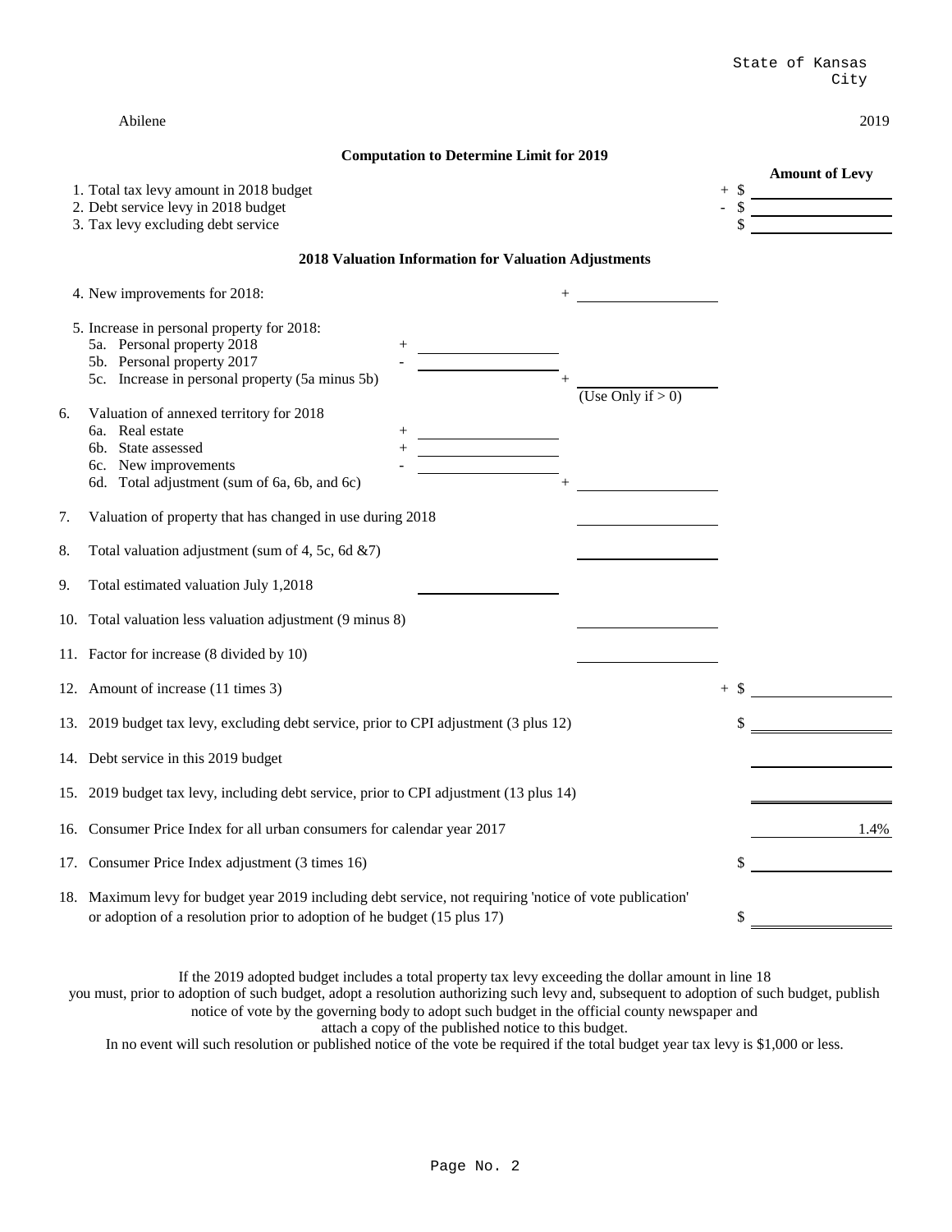State of Kansas
City

Abilene | 2019

## Computation to Determine Limit for 2019

| | | | Amount of Levy |
|---|---|---|---|
| 1. Total tax levy amount in 2018 budget | | | + $ |
| 2. Debt service levy in 2018 budget | | | - $ |
| 3. Tax levy excluding debt service | | | $ |

### 2018 Valuation Information for Valuation Adjustments

| | | | |
|---|---|---|---|
| 4. New improvements for 2018: | | + | |
| 5. Increase in personal property for 2018: | | | |
| 5a. Personal property 2018 | + | | |
| 5b. Personal property 2017 | - | | |
| 5c. Increase in personal property (5a minus 5b) | | + (Use Only if > 0) | |
| 6. Valuation of annexed territory for 2018 | | | |
| 6a. Real estate | + | | |
| 6b. State assessed | + | | |
| 6c. New improvements | - | | |
| 6d. Total adjustment (sum of 6a, 6b, and 6c) | | + | |
| 7. Valuation of property that has changed in use during 2018 | | | |
| 8. Total valuation adjustment (sum of 4, 5c, 6d &7) | | | |
| 9. Total estimated valuation July 1,2018 | | | |
| 10. Total valuation less valuation adjustment (9 minus 8) | | | |
| 11. Factor for increase (8 divided by 10) | | | |
| 12. Amount of increase (11 times 3) | | | + $ |
| 13. 2019 budget tax levy, excluding debt service, prior to CPI adjustment (3 plus 12) | | | $ |
| 14. Debt service in this 2019 budget | | | |
| 15. 2019 budget tax levy, including debt service, prior to CPI adjustment (13 plus 14) | | | |
| 16. Consumer Price Index for all urban consumers for calendar year 2017 | | | 1.4% |
| 17. Consumer Price Index adjustment (3 times 16) | | | $ |
| 18. Maximum levy for budget year 2019 including debt service, not requiring 'notice of vote publication' or adoption of a resolution prior to adoption of he budget (15 plus 17) | | | $ |

If the 2019 adopted budget includes a total property tax levy exceeding the dollar amount in line 18 you must, prior to adoption of such budget, adopt a resolution authorizing such levy and, subsequent to adoption of such budget, publish notice of vote by the governing body to adopt such budget in the official county newspaper and attach a copy of the published notice to this budget.

In no event will such resolution or published notice of the vote be required if the total budget year tax levy is $1,000 or less.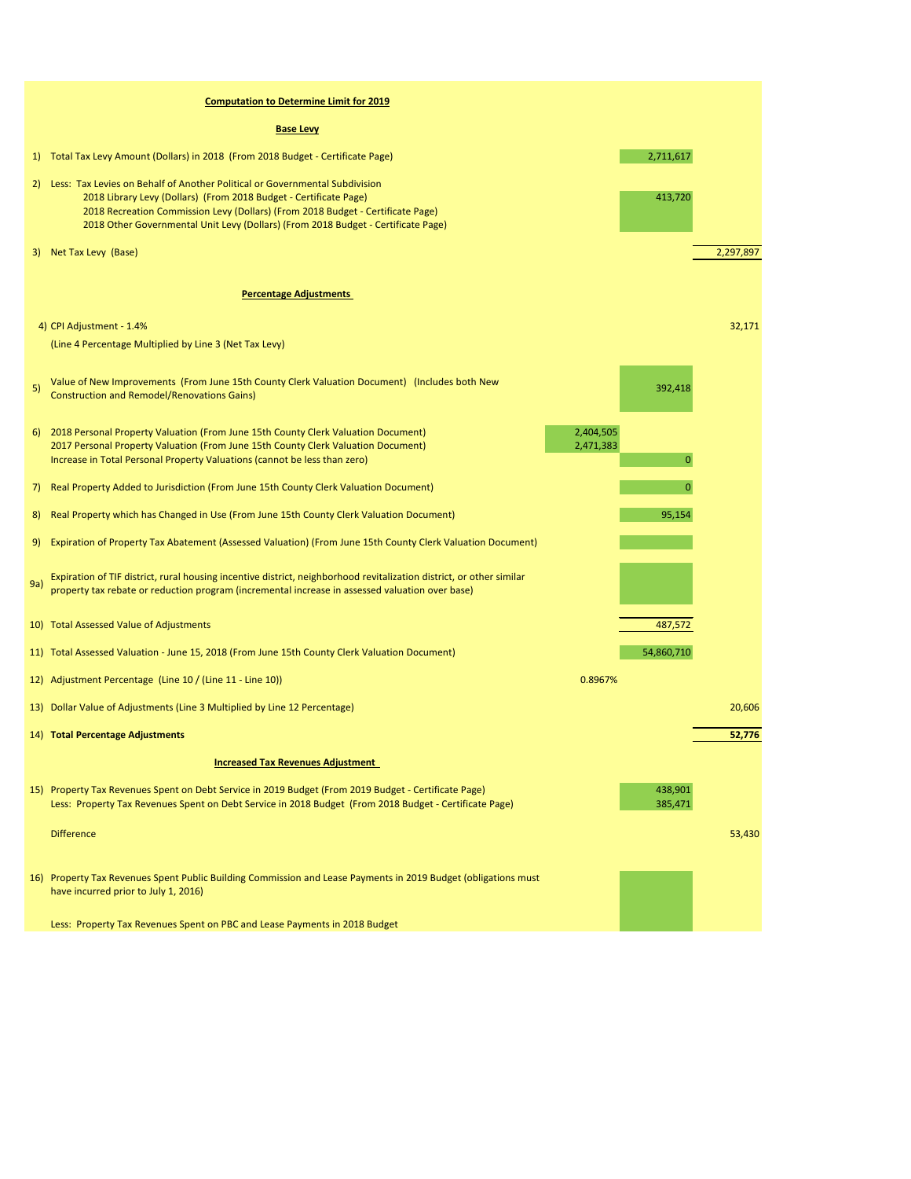## Computation to Determine Limit for 2019

### Base Levy

| | | | | |
|---|---|---|---|---|
| 1) | Total Tax Levy Amount (Dollars) in 2018 (From 2018 Budget - Certificate Page) | | 2,711,617 | |
| 2) | Less: Tax Levies on Behalf of Another Political or Governmental Subdivision | | | |
| | 2018 Library Levy (Dollars) (From 2018 Budget - Certificate Page) | | 413,720 | |
| | 2018 Recreation Commission Levy (Dollars) (From 2018 Budget - Certificate Page) | | | |
| | 2018 Other Governmental Unit Levy (Dollars) (From 2018 Budget - Certificate Page) | | | |
| 3) | Net Tax Levy (Base) | | | 2,297,897 |

### Percentage Adjustments

| | | | | |
|---|---|---|---|---|
| 4) | CPI Adjustment - 1.4% | | | 32,171 |
| | (Line 4 Percentage Multiplied by Line 3 (Net Tax Levy) | | | |
| 5) | Value of New Improvements (From June 15th County Clerk Valuation Document) (Includes both New Construction and Remodel/Renovations Gains) | | 392,418 | |
| 6) | 2018 Personal Property Valuation (From June 15th County Clerk Valuation Document) | 2,404,505 | | |
| | 2017 Personal Property Valuation (From June 15th County Clerk Valuation Document) | 2,471,383 | | |
| | Increase in Total Personal Property Valuations (cannot be less than zero) | | 0 | |
| 7) | Real Property Added to Jurisdiction (From June 15th County Clerk Valuation Document) | | 0 | |
| 8) | Real Property which has Changed in Use (From June 15th County Clerk Valuation Document) | | 95,154 | |
| 9) | Expiration of Property Tax Abatement (Assessed Valuation) (From June 15th County Clerk Valuation Document) | | | |
| 9a) | Expiration of TIF district, rural housing incentive district, neighborhood revitalization district, or other similar property tax rebate or reduction program (incremental increase in assessed valuation over base) | | | |
| 10) | Total Assessed Value of Adjustments | | 487,572 | |
| 11) | Total Assessed Valuation - June 15, 2018 (From June 15th County Clerk Valuation Document) | | 54,860,710 | |
| 12) | Adjustment Percentage (Line 10 / (Line 11 - Line 10)) | 0.8967% | | |
| 13) | Dollar Value of Adjustments (Line 3 Multiplied by Line 12 Percentage) | | | 20,606 |
| 14) | **Total Percentage Adjustments** | | | **52,776** |

### Increased Tax Revenues Adjustment

| | | | | |
|---|---|---|---|---|
| 15) | Property Tax Revenues Spent on Debt Service in 2019 Budget (From 2019 Budget - Certificate Page) | | 438,901 | |
| | Less: Property Tax Revenues Spent on Debt Service in 2018 Budget (From 2018 Budget - Certificate Page) | | 385,471 | |
| | Difference | | | 53,430 |
| 16) | Property Tax Revenues Spent Public Building Commission and Lease Payments in 2019 Budget (obligations must have incurred prior to July 1, 2016) | | | |
| | Less: Property Tax Revenues Spent on PBC and Lease Payments in 2018 Budget | | | |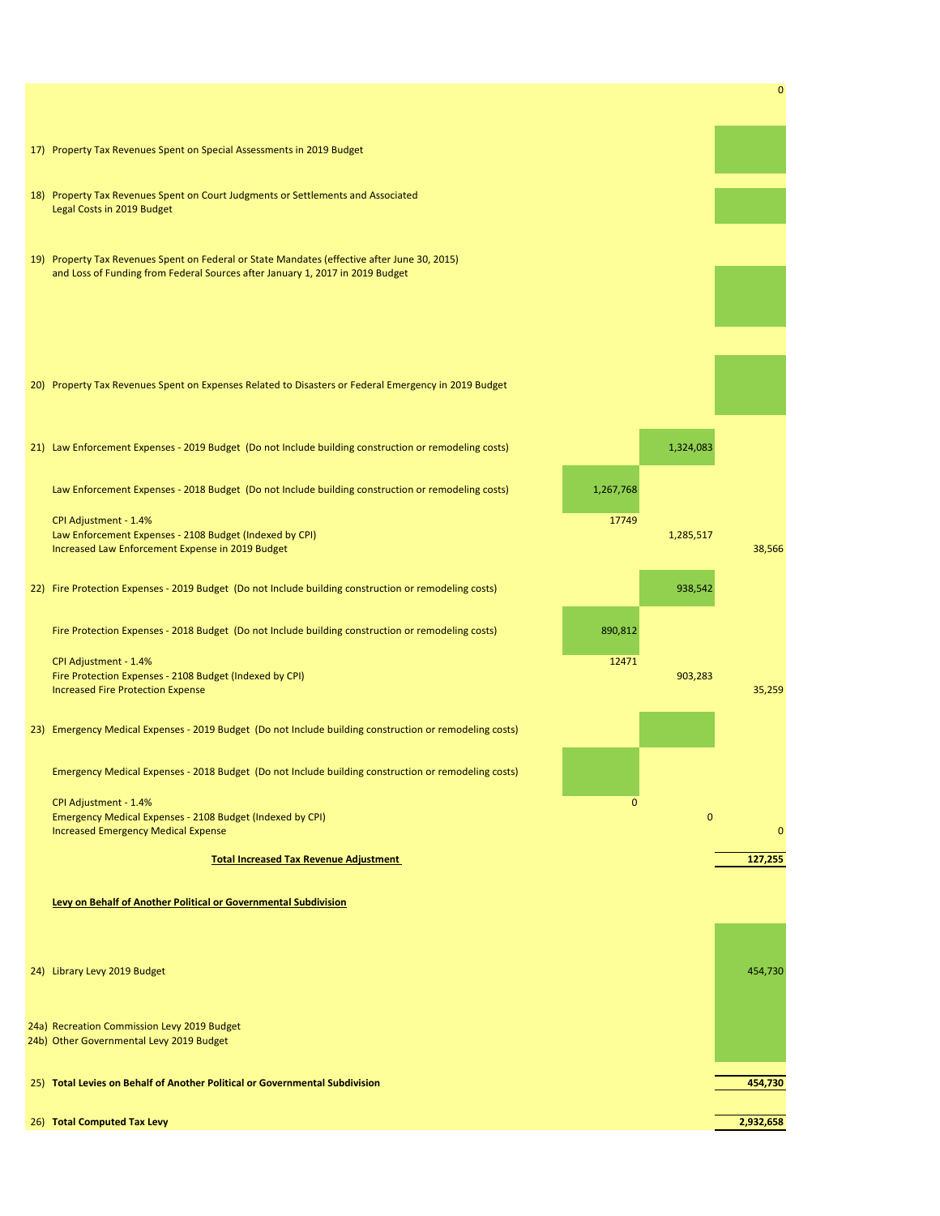| | | | |
|---|---|---|---|
| | | | 0 |
| 17) Property Tax Revenues Spent on Special Assessments in 2019 Budget | | | |
| 18) Property Tax Revenues Spent on Court Judgments or Settlements and Associated Legal Costs in 2019 Budget | | | |
| 19) Property Tax Revenues Spent on Federal or State Mandates (effective after June 30, 2015) and Loss of Funding from Federal Sources after January 1, 2017 in 2019 Budget | | | |
| 20) Property Tax Revenues Spent on Expenses Related to Disasters or Federal Emergency in 2019 Budget | | | |
| 21) Law Enforcement Expenses - 2019 Budget (Do not Include building construction or remodeling costs) | | 1,324,083 | |
| Law Enforcement Expenses - 2018 Budget (Do not Include building construction or remodeling costs) | 1,267,768 | | |
| CPI Adjustment - 1.4% | 17749 | | |
| Law Enforcement Expenses - 2108 Budget (Indexed by CPI) | | 1,285,517 | |
| Increased Law Enforcement Expense in 2019 Budget | | | 38,566 |
| 22) Fire Protection Expenses - 2019 Budget (Do not Include building construction or remodeling costs) | | 938,542 | |
| Fire Protection Expenses - 2018 Budget (Do not Include building construction or remodeling costs) | 890,812 | | |
| CPI Adjustment - 1.4% | 12471 | | |
| Fire Protection Expenses - 2108 Budget (Indexed by CPI) | | 903,283 | |
| Increased Fire Protection Expense | | | 35,259 |
| 23) Emergency Medical Expenses - 2019 Budget (Do not Include building construction or remodeling costs) | | | |
| Emergency Medical Expenses - 2018 Budget (Do not Include building construction or remodeling costs) | | | |
| CPI Adjustment - 1.4% | 0 | | |
| Emergency Medical Expenses - 2108 Budget (Indexed by CPI) | | 0 | |
| Increased Emergency Medical Expense | | | 0 |
| **Total Increased Tax Revenue Adjustment** | | | **127,255** |
| **Levy on Behalf of Another Political or Governmental Subdivision** | | | |
| 24) Library Levy 2019 Budget | | | 454,730 |
| 24a) Recreation Commission Levy 2019 Budget | | | |
| 24b) Other Governmental Levy 2019 Budget | | | |
| 25) **Total Levies on Behalf of Another Political or Governmental Subdivision** | | | **454,730** |
| 26) **Total Computed Tax Levy** | | | **2,932,658** |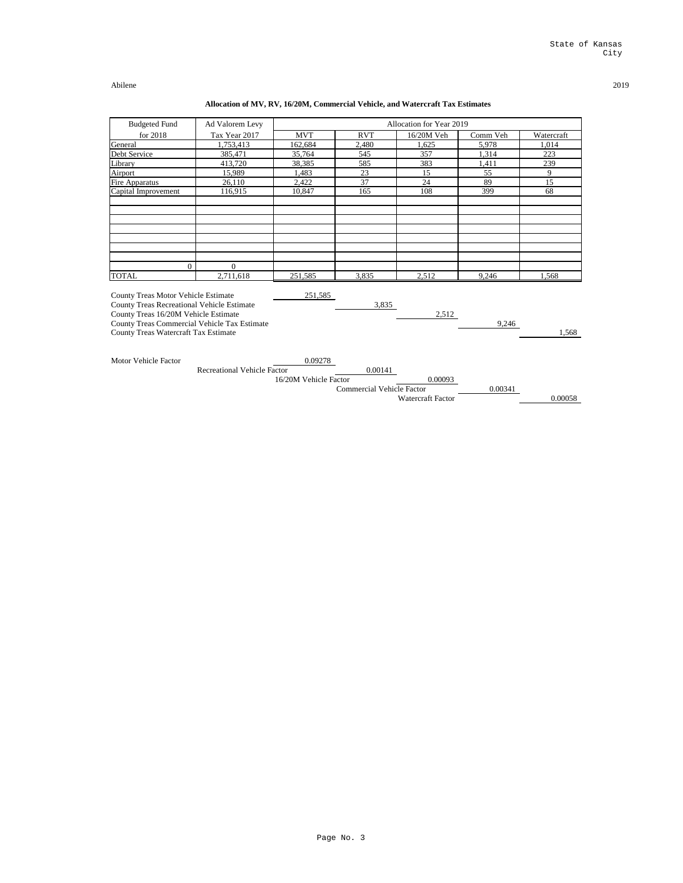State of Kansas
City

Abilene

2019

**Allocation of MV, RV, 16/20M, Commercial Vehicle, and Watercraft Tax Estimates**

| Budgeted Fund | Ad Valorem Levy | Allocation for Year 2019 | | | | |
|---|---|---|---|---|---|---|
| for 2018 | Tax Year 2017 | MVT | RVT | 16/20M Veh | Comm Veh | Watercraft |
| General | 1,753,413 | 162,684 | 2,480 | 1,625 | 5,978 | 1,014 |
| Debt Service | 385,471 | 35,764 | 545 | 357 | 1,314 | 223 |
| Library | 413,720 | 38,385 | 585 | 383 | 1,411 | 239 |
| Airport | 15,989 | 1,483 | 23 | 15 | 55 | 9 |
| Fire Apparatus | 26,110 | 2,422 | 37 | 24 | 89 | 15 |
| Capital Improvement | 116,915 | 10,847 | 165 | 108 | 399 | 68 |
| | | | | | | |
| | | | | | | |
| | | | | | | |
| | | | | | | |
| | | | | | | |
| | | | | | | |
| | | | | | | |
| 0 | 0 | | | | | |
| TOTAL | 2,711,618 | 251,585 | 3,835 | 2,512 | 9,246 | 1,568 |

| | | | | | |
|---|---|---|---|---|---|
| County Treas Motor Vehicle Estimate | 251,585 | | | | |
| County Treas Recreational Vehicle Estimate | | 3,835 | | | |
| County Treas 16/20M Vehicle Estimate | | | 2,512 | | |
| County Treas Commercial Vehicle Tax Estimate | | | | 9,246 | |
| County Treas Watercraft Tax Estimate | | | | | 1,568 |

| | | | | | |
|---|---|---|---|---|---|
| Motor Vehicle Factor | 0.09278 | | | | |
| Recreational Vehicle Factor | | 0.00141 | | | |
| 16/20M Vehicle Factor | | | 0.00093 | | |
| Commercial Vehicle Factor | | | | 0.00341 | |
| Watercraft Factor | | | | | 0.00058 |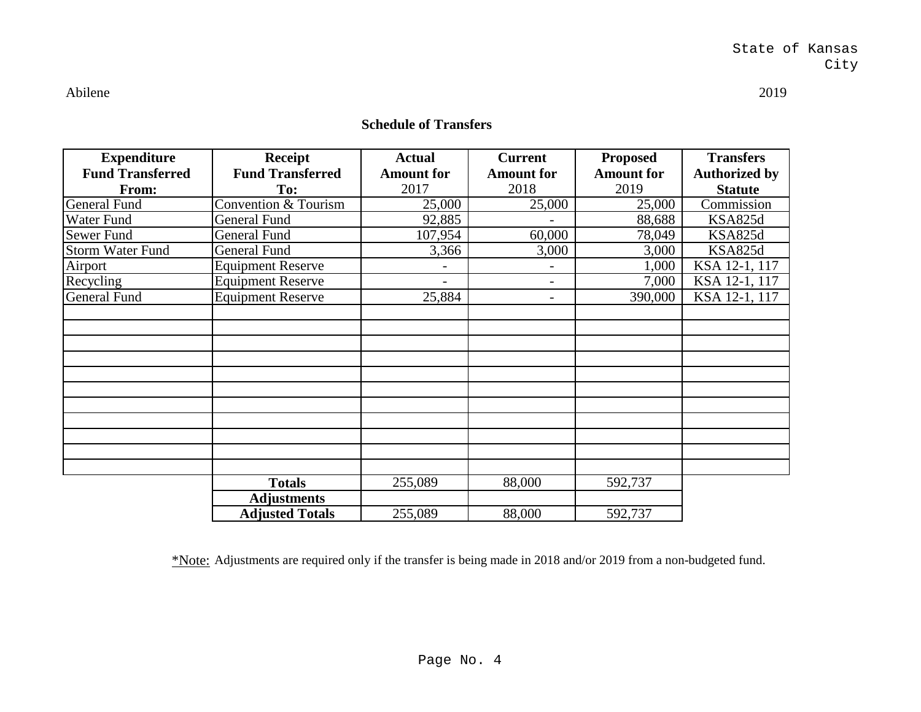State of Kansas
City

Abilene 2019

## Schedule of Transfers

| Expenditure Fund Transferred From: | Receipt Fund Transferred To: | Actual Amount for 2017 | Current Amount for 2018 | Proposed Amount for 2019 | Transfers Authorized by Statute |
|---|---|---|---|---|---|
| General Fund | Convention & Tourism | 25,000 | 25,000 | 25,000 | Commission |
| Water Fund | General Fund | 92,885 | - | 88,688 | KSA825d |
| Sewer Fund | General Fund | 107,954 | 60,000 | 78,049 | KSA825d |
| Storm Water Fund | General Fund | 3,366 | 3,000 | 3,000 | KSA825d |
| Airport | Equipment Reserve | - | - | 1,000 | KSA 12-1, 117 |
| Recycling | Equipment Reserve | - | - | 7,000 | KSA 12-1, 117 |
| General Fund | Equipment Reserve | 25,884 | - | 390,000 | KSA 12-1, 117 |
| | **Totals** | 255,089 | 88,000 | 592,737 | |
| | **Adjustments** | | | | |
| | **Adjusted Totals** | 255,089 | 88,000 | 592,737 | |

*Note: Adjustments are required only if the transfer is being made in 2018 and/or 2019 from a non-budgeted fund.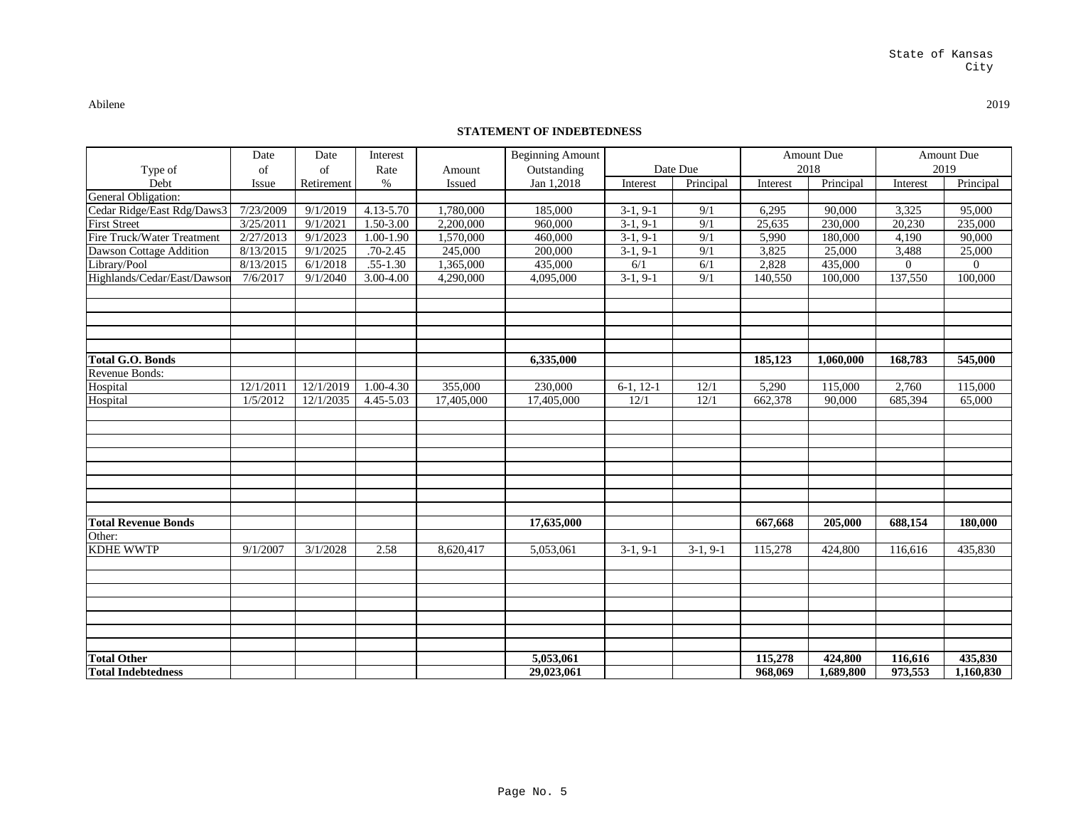State of Kansas
City

Abilene

2019

## STATEMENT OF INDEBTEDNESS

| Type of Debt | Date of Issue | Date of Retirement | Interest Rate % | Amount Issued | Beginning Amount Outstanding Jan 1,2018 | Date Due | | Amount Due 2018 | | Amount Due 2019 | |
|---|---|---|---|---|---|---|---|---|---|---|---|
| | | | | | | Interest | Principal | Interest | Principal | Interest | Principal |
| General Obligation: | | | | | | | | | | | |
| Cedar Ridge/East Rdg/Daws3 | 7/23/2009 | 9/1/2019 | 4.13-5.70 | 1,780,000 | 185,000 | 3-1, 9-1 | 9/1 | 6,295 | 90,000 | 3,325 | 95,000 |
| First Street | 3/25/2011 | 9/1/2021 | 1.50-3.00 | 2,200,000 | 960,000 | 3-1, 9-1 | 9/1 | 25,635 | 230,000 | 20,230 | 235,000 |
| Fire Truck/Water Treatment | 2/27/2013 | 9/1/2023 | 1.00-1.90 | 1,570,000 | 460,000 | 3-1, 9-1 | 9/1 | 5,990 | 180,000 | 4,190 | 90,000 |
| Dawson Cottage Addition | 8/13/2015 | 9/1/2025 | .70-2.45 | 245,000 | 200,000 | 3-1, 9-1 | 9/1 | 3,825 | 25,000 | 3,488 | 25,000 |
| Library/Pool | 8/13/2015 | 6/1/2018 | .55-1.30 | 1,365,000 | 435,000 | 6/1 | 6/1 | 2,828 | 435,000 | 0 | 0 |
| Highlands/Cedar/East/Dawson | 7/6/2017 | 9/1/2040 | 3.00-4.00 | 4,290,000 | 4,095,000 | 3-1, 9-1 | 9/1 | 140,550 | 100,000 | 137,550 | 100,000 |
| **Total G.O. Bonds** | | | | | **6,335,000** | | | **185,123** | **1,060,000** | **168,783** | **545,000** |
| Revenue Bonds: | | | | | | | | | | | |
| Hospital | 12/1/2011 | 12/1/2019 | 1.00-4.30 | 355,000 | 230,000 | 6-1, 12-1 | 12/1 | 5,290 | 115,000 | 2,760 | 115,000 |
| Hospital | 1/5/2012 | 12/1/2035 | 4.45-5.03 | 17,405,000 | 17,405,000 | 12/1 | 12/1 | 662,378 | 90,000 | 685,394 | 65,000 |
| **Total Revenue Bonds** | | | | | **17,635,000** | | | **667,668** | **205,000** | **688,154** | **180,000** |
| Other: | | | | | | | | | | | |
| KDHE WWTP | 9/1/2007 | 3/1/2028 | 2.58 | 8,620,417 | 5,053,061 | 3-1, 9-1 | 3-1, 9-1 | 115,278 | 424,800 | 116,616 | 435,830 |
| **Total Other** | | | | | **5,053,061** | | | **115,278** | **424,800** | **116,616** | **435,830** |
| **Total Indebtedness** | | | | | **29,023,061** | | | **968,069** | **1,689,800** | **973,553** | **1,160,830** |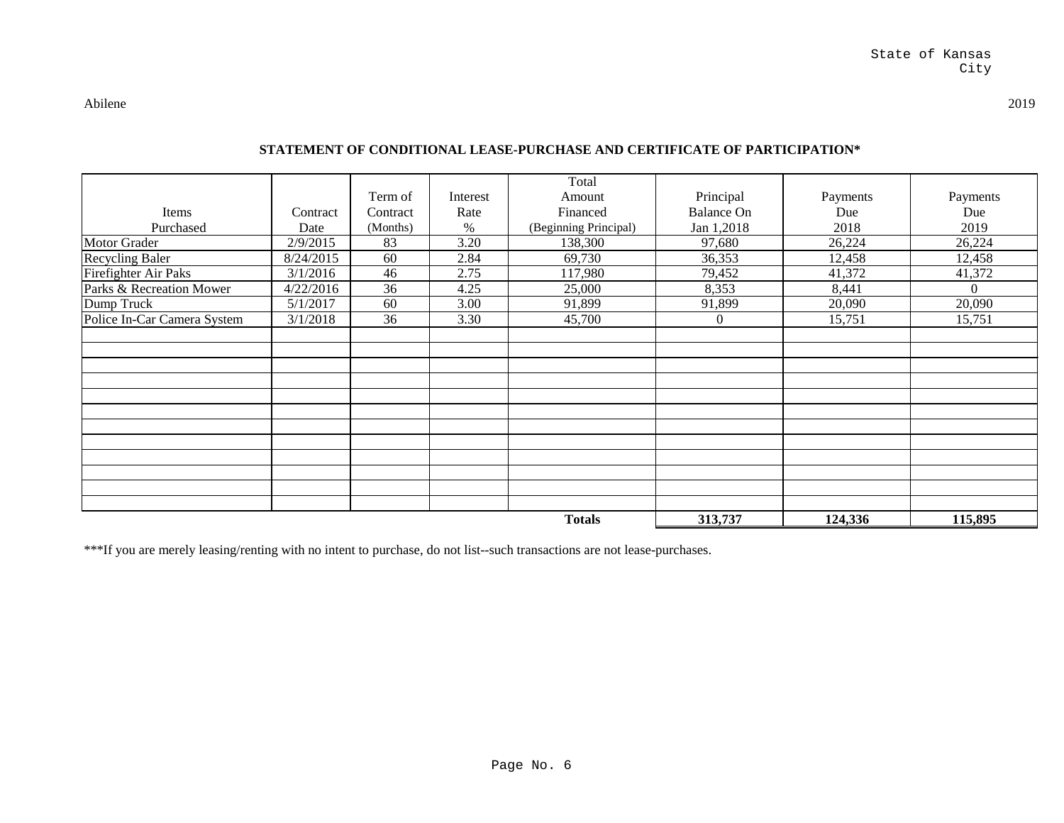State of Kansas
City

Abilene 2019

**STATEMENT OF CONDITIONAL LEASE-PURCHASE AND CERTIFICATE OF PARTICIPATION***

| Items Purchased | Contract Date | Term of Contract (Months) | Interest Rate % | Total Amount Financed (Beginning Principal) | Principal Balance On Jan 1,2018 | Payments Due 2018 | Payments Due 2019 |
|---|---|---|---|---|---|---|---|
| Motor Grader | 2/9/2015 | 83 | 3.20 | 138,300 | 97,680 | 26,224 | 26,224 |
| Recycling Baler | 8/24/2015 | 60 | 2.84 | 69,730 | 36,353 | 12,458 | 12,458 |
| Firefighter Air Paks | 3/1/2016 | 46 | 2.75 | 117,980 | 79,452 | 41,372 | 41,372 |
| Parks & Recreation Mower | 4/22/2016 | 36 | 4.25 | 25,000 | 8,353 | 8,441 | 0 |
| Dump Truck | 5/1/2017 | 60 | 3.00 | 91,899 | 91,899 | 20,090 | 20,090 |
| Police In-Car Camera System | 3/1/2018 | 36 | 3.30 | 45,700 | 0 | 15,751 | 15,751 |
| | | | | | | | |
| | | | | | | | |
| | | | | | | | |
| | | | | | | | |
| | | | | | | | |
| | | | | | | | |
| | | | | | | | |
| | | | | | | | |
| | | | | | | | |
| | | | | | | | |
| | | | | | | | |
| | | | | | | | |
| | | | | **Totals** | **313,737** | **124,336** | **115,895** |

***If you are merely leasing/renting with no intent to purchase, do not list--such transactions are not lease-purchases.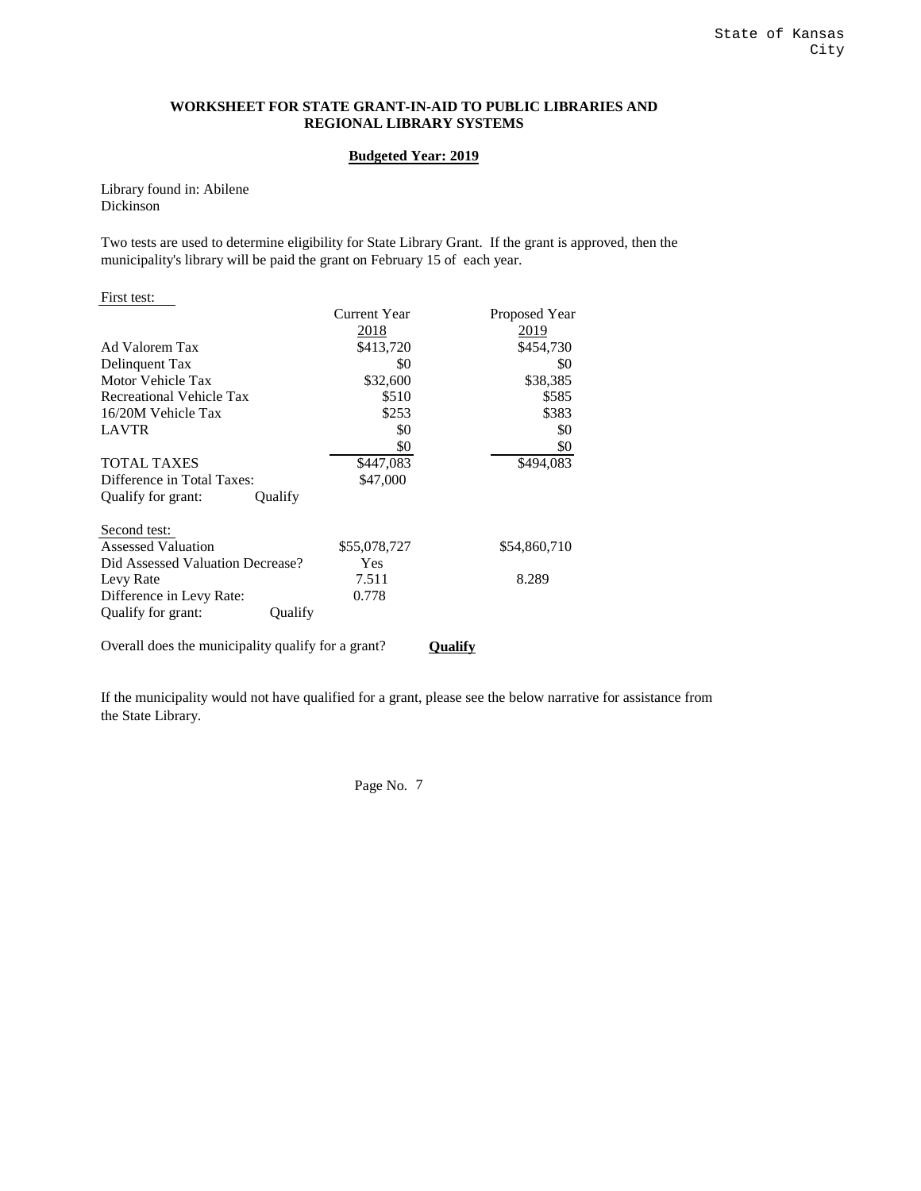State of Kansas
City

## WORKSHEET FOR STATE GRANT-IN-AID TO PUBLIC LIBRARIES AND REGIONAL LIBRARY SYSTEMS

**Budgeted Year: 2019**

Library found in: Abilene
Dickinson

Two tests are used to determine eligibility for State Library Grant. If the grant is approved, then the municipality's library will be paid the grant on February 15 of each year.

First test:

| | Current Year 2018 | Proposed Year 2019 |
|---|---|---|
| Ad Valorem Tax | $413,720 | $454,730 |
| Delinquent Tax | $0 | $0 |
| Motor Vehicle Tax | $32,600 | $38,385 |
| Recreational Vehicle Tax | $510 | $585 |
| 16/20M Vehicle Tax | $253 | $383 |
| LAVTR | $0 | $0 |
| | $0 | $0 |
| TOTAL TAXES | $447,083 | $494,083 |
| Difference in Total Taxes: | $47,000 | |
| Qualify for grant: Qualify | | |

Second test:

| | | |
|---|---|---|
| Assessed Valuation | $55,078,727 | $54,860,710 |
| Did Assessed Valuation Decrease? | Yes | |
| Levy Rate | 7.511 | 8.289 |
| Difference in Levy Rate: | 0.778 | |
| Qualify for grant: Qualify | | |

Overall does the municipality qualify for a grant? **Qualify**

If the municipality would not have qualified for a grant, please see the below narrative for assistance from the State Library.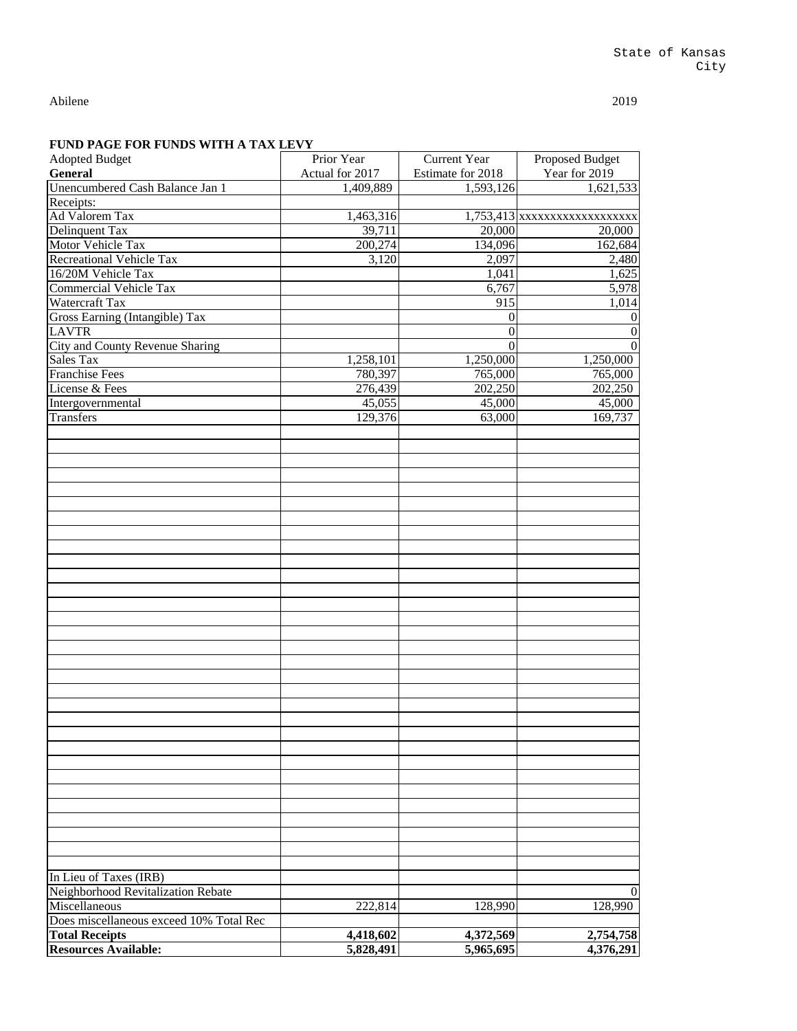State of Kansas
City

Abilene

2019

**FUND PAGE FOR FUNDS WITH A TAX LEVY**

| Adopted Budget<br>**General** | Prior Year<br>Actual for 2017 | Current Year<br>Estimate for 2018 | Proposed Budget<br>Year for 2019 |
|---|---|---|---|
| Unencumbered Cash Balance Jan 1 | 1,409,889 | 1,593,126 | 1,621,533 |
| Receipts: | | | |
| Ad Valorem Tax | 1,463,316 | 1,753,413 | xxxxxxxxxxxxxxxxxx |
| Delinquent Tax | 39,711 | 20,000 | 20,000 |
| Motor Vehicle Tax | 200,274 | 134,096 | 162,684 |
| Recreational Vehicle Tax | 3,120 | 2,097 | 2,480 |
| 16/20M Vehicle Tax | | 1,041 | 1,625 |
| Commercial Vehicle Tax | | 6,767 | 5,978 |
| Watercraft Tax | | 915 | 1,014 |
| Gross Earning (Intangible) Tax | | 0 | 0 |
| LAVTR | | 0 | 0 |
| City and County Revenue Sharing | | 0 | 0 |
| Sales Tax | 1,258,101 | 1,250,000 | 1,250,000 |
| Franchise Fees | 780,397 | 765,000 | 765,000 |
| License & Fees | 276,439 | 202,250 | 202,250 |
| Intergovernmental | 45,055 | 45,000 | 45,000 |
| Transfers | 129,376 | 63,000 | 169,737 |
| In Lieu of Taxes (IRB) | | | |
| Neighborhood Revitalization Rebate | | | 0 |
| Miscellaneous | 222,814 | 128,990 | 128,990 |
| Does miscellaneous exceed 10% Total Rec | | | |
| **Total Receipts** | **4,418,602** | **4,372,569** | **2,754,758** |
| **Resources Available:** | **5,828,491** | **5,965,695** | **4,376,291** |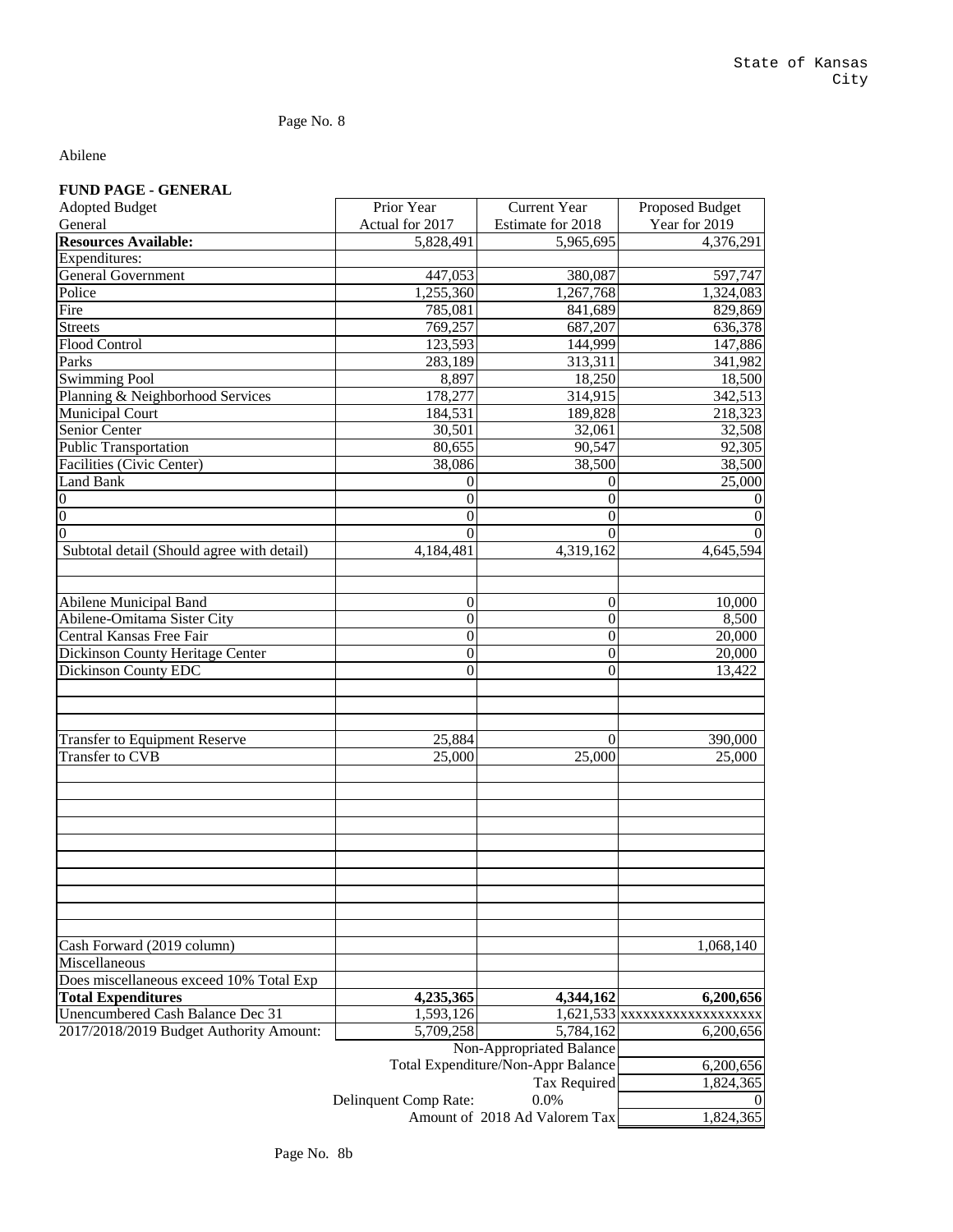State of Kansas
City

Abilene

**FUND PAGE - GENERAL**

| Adopted Budget<br>General | Prior Year<br>Actual for 2017 | Current Year<br>Estimate for 2018 | Proposed Budget<br>Year for 2019 |
|---|---|---|---|
| **Resources Available:** | 5,828,491 | 5,965,695 | 4,376,291 |
| Expenditures: | | | |
| General Government | 447,053 | 380,087 | 597,747 |
| Police | 1,255,360 | 1,267,768 | 1,324,083 |
| Fire | 785,081 | 841,689 | 829,869 |
| Streets | 769,257 | 687,207 | 636,378 |
| Flood Control | 123,593 | 144,999 | 147,886 |
| Parks | 283,189 | 313,311 | 341,982 |
| Swimming Pool | 8,897 | 18,250 | 18,500 |
| Planning & Neighborhood Services | 178,277 | 314,915 | 342,513 |
| Municipal Court | 184,531 | 189,828 | 218,323 |
| Senior Center | 30,501 | 32,061 | 32,508 |
| Public Transportation | 80,655 | 90,547 | 92,305 |
| Facilities (Civic Center) | 38,086 | 38,500 | 38,500 |
| Land Bank | 0 | 0 | 25,000 |
| 0 | 0 | 0 | 0 |
| 0 | 0 | 0 | 0 |
| 0 | 0 | 0 | 0 |
| Subtotal detail (Should agree with detail) | 4,184,481 | 4,319,162 | 4,645,594 |
| | | | |
| | | | |
| Abilene Municipal Band | 0 | 0 | 10,000 |
| Abilene-Omitama Sister City | 0 | 0 | 8,500 |
| Central Kansas Free Fair | 0 | 0 | 20,000 |
| Dickinson County Heritage Center | 0 | 0 | 20,000 |
| Dickinson County EDC | 0 | 0 | 13,422 |
| | | | |
| | | | |
| | | | |
| Transfer to Equipment Reserve | 25,884 | 0 | 390,000 |
| Transfer to CVB | 25,000 | 25,000 | 25,000 |
| | | | |
| | | | |
| | | | |
| | | | |
| | | | |
| | | | |
| | | | |
| | | | |
| | | | |
| | | | |
| Cash Forward (2019 column) | | | 1,068,140 |
| Miscellaneous | | | |
| Does miscellaneous exceed 10% Total Exp | | | |
| **Total Expenditures** | **4,235,365** | **4,344,162** | **6,200,656** |
| Unencumbered Cash Balance Dec 31 | 1,593,126 | 1,621,533 | xxxxxxxxxxxxxxxxxx |
| 2017/2018/2019 Budget Authority Amount: | 5,709,258 | 5,784,162 | 6,200,656 |
| | | Non-Appropriated Balance | |
| | | Total Expenditure/Non-Appr Balance | 6,200,656 |
| | | Tax Required | 1,824,365 |
| | Delinquent Comp Rate: | 0.0% | 0 |
| | | Amount of 2018 Ad Valorem Tax | 1,824,365 |

Page No. 8b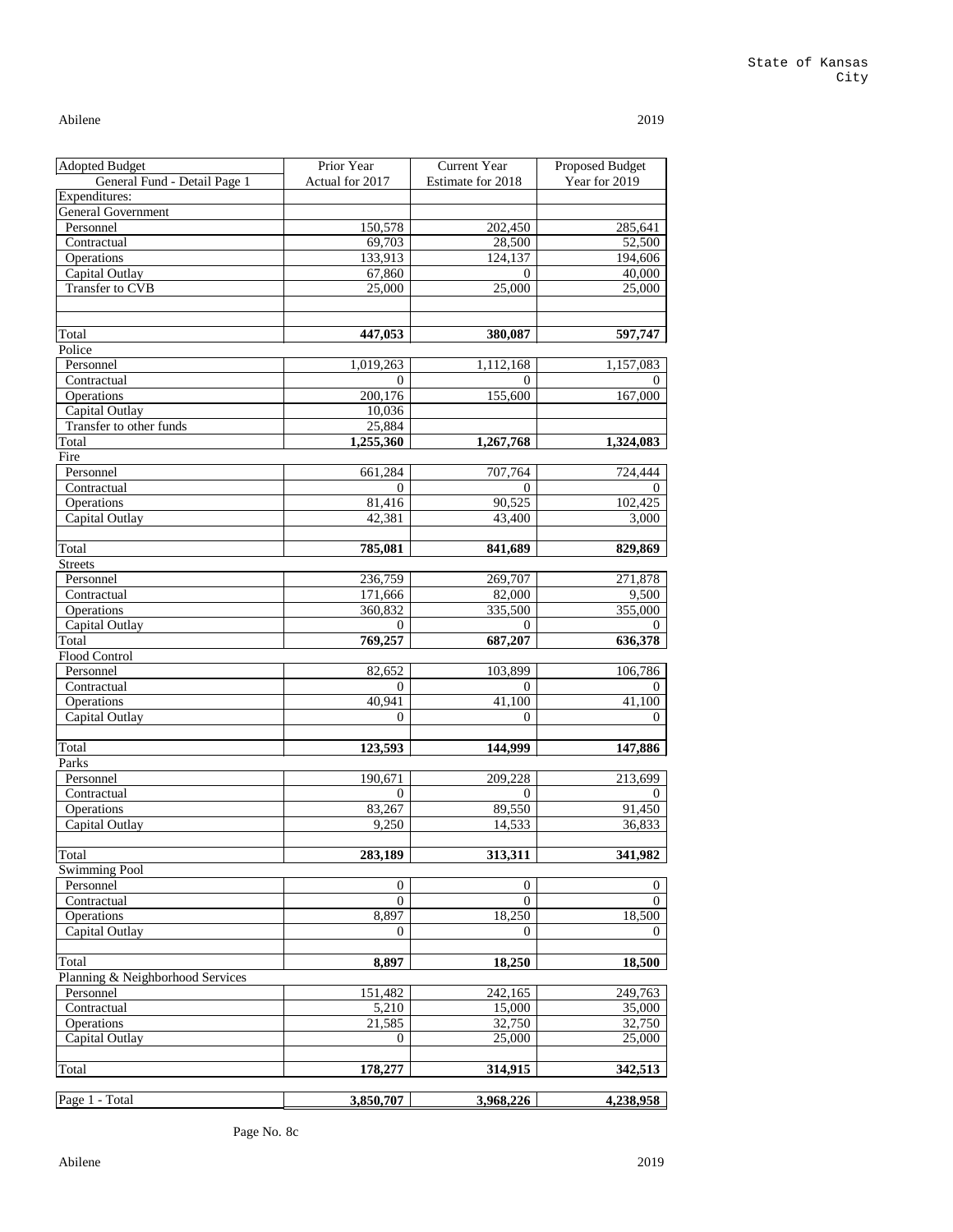State of Kansas
City

Abilene 2019

| Adopted Budget<br>General Fund - Detail Page 1 | Prior Year<br>Actual for 2017 | Current Year<br>Estimate for 2018 | Proposed Budget<br>Year for 2019 |
|---|---|---|---|
| Expenditures: | | | |
| General Government | | | |
| Personnel | 150,578 | 202,450 | 285,641 |
| Contractual | 69,703 | 28,500 | 52,500 |
| Operations | 133,913 | 124,137 | 194,606 |
| Capital Outlay | 67,860 | 0 | 40,000 |
| Transfer to CVB | 25,000 | 25,000 | 25,000 |
| | | | |
| | | | |
| Total | **447,053** | **380,087** | **597,747** |
| Police | | | |
| Personnel | 1,019,263 | 1,112,168 | 1,157,083 |
| Contractual | 0 | 0 | 0 |
| Operations | 200,176 | 155,600 | 167,000 |
| Capital Outlay | 10,036 | | |
| Transfer to other funds | 25,884 | | |
| Total | **1,255,360** | **1,267,768** | **1,324,083** |
| Fire | | | |
| Personnel | 661,284 | 707,764 | 724,444 |
| Contractual | 0 | 0 | 0 |
| Operations | 81,416 | 90,525 | 102,425 |
| Capital Outlay | 42,381 | 43,400 | 3,000 |
| | | | |
| Total | **785,081** | **841,689** | **829,869** |
| Streets | | | |
| Personnel | 236,759 | 269,707 | 271,878 |
| Contractual | 171,666 | 82,000 | 9,500 |
| Operations | 360,832 | 335,500 | 355,000 |
| Capital Outlay | 0 | 0 | 0 |
| Total | **769,257** | **687,207** | **636,378** |
| Flood Control | | | |
| Personnel | 82,652 | 103,899 | 106,786 |
| Contractual | 0 | 0 | 0 |
| Operations | 40,941 | 41,100 | 41,100 |
| Capital Outlay | 0 | 0 | 0 |
| | | | |
| Total | **123,593** | **144,999** | **147,886** |
| Parks | | | |
| Personnel | 190,671 | 209,228 | 213,699 |
| Contractual | 0 | 0 | 0 |
| Operations | 83,267 | 89,550 | 91,450 |
| Capital Outlay | 9,250 | 14,533 | 36,833 |
| | | | |
| Total | **283,189** | **313,311** | **341,982** |
| Swimming Pool | | | |
| Personnel | 0 | 0 | 0 |
| Contractual | 0 | 0 | 0 |
| Operations | 8,897 | 18,250 | 18,500 |
| Capital Outlay | 0 | 0 | 0 |
| | | | |
| Total | **8,897** | **18,250** | **18,500** |
| Planning & Neighborhood Services | | | |
| Personnel | 151,482 | 242,165 | 249,763 |
| Contractual | 5,210 | 15,000 | 35,000 |
| Operations | 21,585 | 32,750 | 32,750 |
| Capital Outlay | 0 | 25,000 | 25,000 |
| | | | |
| Total | **178,277** | **314,915** | **342,513** |
| | | | |
| Page 1 - Total | **3,850,707** | **3,968,226** | **4,238,958** |

Page No. 8c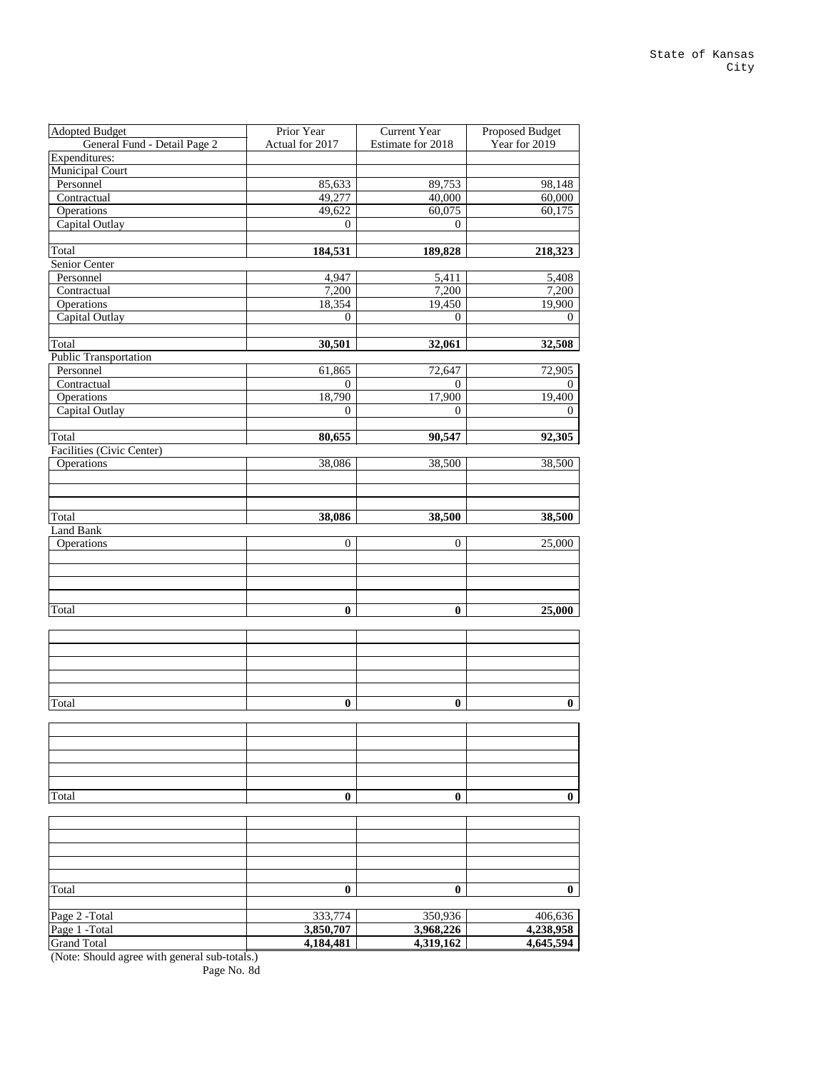State of Kansas
City

| Adopted Budget<br>General Fund - Detail Page 2 | Prior Year<br>Actual for 2017 | Current Year<br>Estimate for 2018 | Proposed Budget<br>Year for 2019 |
|---|---|---|---|
| Expenditures: | | | |
| Municipal Court | | | |
| Personnel | 85,633 | 89,753 | 98,148 |
| Contractual | 49,277 | 40,000 | 60,000 |
| Operations | 49,622 | 60,075 | 60,175 |
| Capital Outlay | 0 | 0 | |
| | | | |
| Total | **184,531** | **189,828** | **218,323** |
| Senior Center | | | |
| Personnel | 4,947 | 5,411 | 5,408 |
| Contractual | 7,200 | 7,200 | 7,200 |
| Operations | 18,354 | 19,450 | 19,900 |
| Capital Outlay | 0 | 0 | 0 |
| | | | |
| Total | **30,501** | **32,061** | **32,508** |
| Public Transportation | | | |
| Personnel | 61,865 | 72,647 | 72,905 |
| Contractual | 0 | 0 | 0 |
| Operations | 18,790 | 17,900 | 19,400 |
| Capital Outlay | 0 | 0 | 0 |
| | | | |
| Total | **80,655** | **90,547** | **92,305** |
| Facilities (Civic Center) | | | |
| Operations | 38,086 | 38,500 | 38,500 |
| | | | |
| | | | |
| | | | |
| Total | **38,086** | **38,500** | **38,500** |
| Land Bank | | | |
| Operations | 0 | 0 | 25,000 |
| | | | |
| | | | |
| | | | |
| | | | |
| Total | **0** | **0** | **25,000** |
| | | | |
| | | | |
| | | | |
| | | | |
| | | | |
| Total | **0** | **0** | **0** |
| | | | |
| | | | |
| | | | |
| | | | |
| | | | |
| Total | **0** | **0** | **0** |
| | | | |
| | | | |
| | | | |
| | | | |
| | | | |
| Total | **0** | **0** | **0** |
| | | | |
| Page 2 -Total | 333,774 | 350,936 | 406,636 |
| Page 1 -Total | **3,850,707** | **3,968,226** | **4,238,958** |
| Grand Total | **4,184,481** | **4,319,162** | **4,645,594** |

(Note: Should agree with general sub-totals.)

Page No. 8d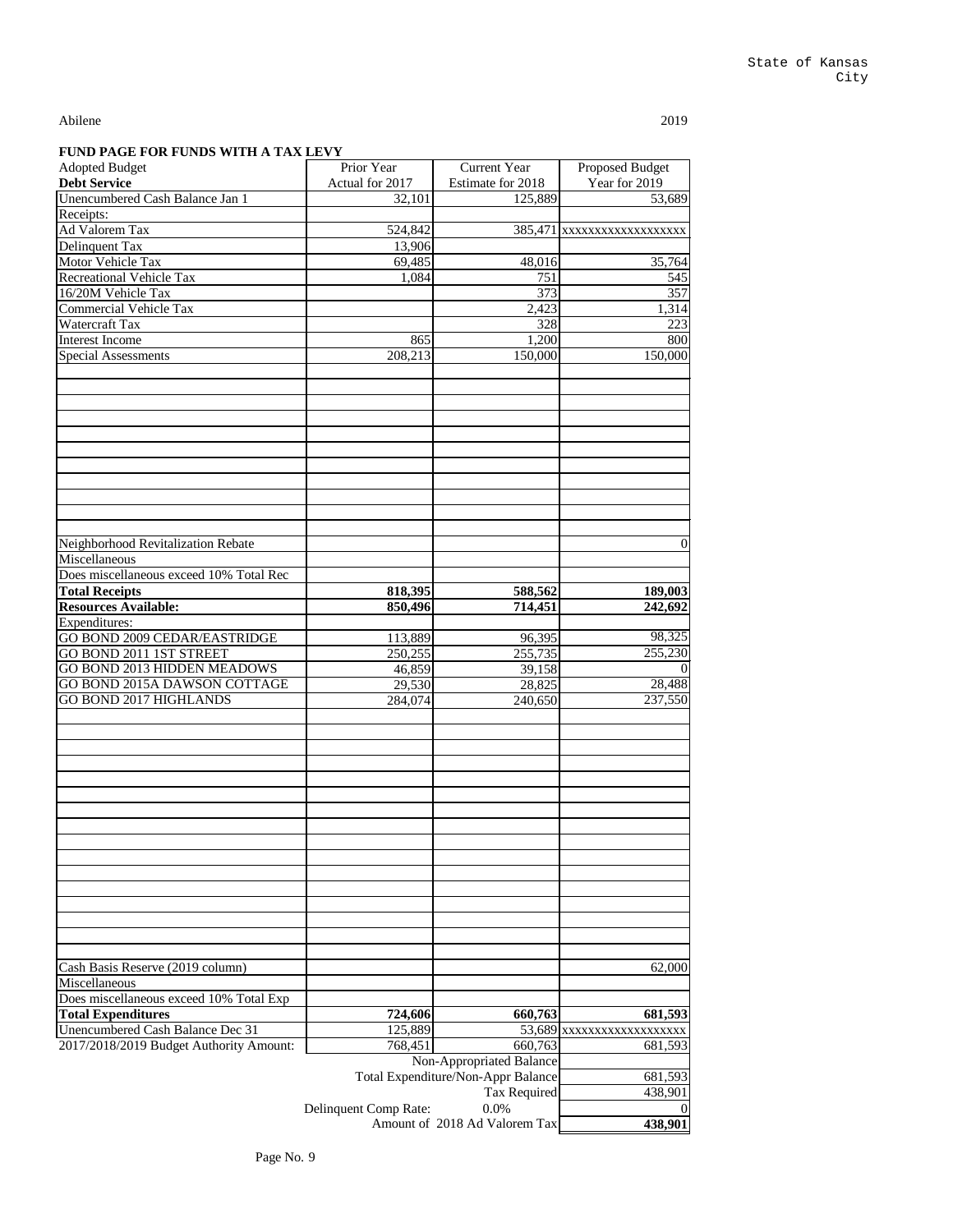State of Kansas
City

Abilene 2019

**FUND PAGE FOR FUNDS WITH A TAX LEVY**

| Adopted Budget **Debt Service** | Prior Year Actual for 2017 | Current Year Estimate for 2018 | Proposed Budget Year for 2019 |
|---|---|---|---|
| Unencumbered Cash Balance Jan 1 | 32,101 | 125,889 | 53,689 |
| Receipts: | | | |
| Ad Valorem Tax | 524,842 | 385,471 | xxxxxxxxxxxxxxxxxx |
| Delinquent Tax | 13,906 | | |
| Motor Vehicle Tax | 69,485 | 48,016 | 35,764 |
| Recreational Vehicle Tax | 1,084 | 751 | 545 |
| 16/20M Vehicle Tax | | 373 | 357 |
| Commercial Vehicle Tax | | 2,423 | 1,314 |
| Watercraft Tax | | 328 | 223 |
| Interest Income | 865 | 1,200 | 800 |
| Special Assessments | 208,213 | 150,000 | 150,000 |
| Neighborhood Revitalization Rebate | | | 0 |
| Miscellaneous | | | |
| Does miscellaneous exceed 10% Total Rec | | | |
| **Total Receipts** | **818,395** | **588,562** | **189,003** |
| **Resources Available:** | **850,496** | **714,451** | **242,692** |
| Expenditures: | | | |
| GO BOND 2009 CEDAR/EASTRIDGE | 113,889 | 96,395 | 98,325 |
| GO BOND 2011 1ST STREET | 250,255 | 255,735 | 255,230 |
| GO BOND 2013 HIDDEN MEADOWS | 46,859 | 39,158 | 0 |
| GO BOND 2015A DAWSON COTTAGE | 29,530 | 28,825 | 28,488 |
| GO BOND 2017 HIGHLANDS | 284,074 | 240,650 | 237,550 |
| Cash Basis Reserve (2019 column) | | | 62,000 |
| Miscellaneous | | | |
| Does miscellaneous exceed 10% Total Exp | | | |
| **Total Expenditures** | **724,606** | **660,763** | **681,593** |
| Unencumbered Cash Balance Dec 31 | 125,889 | 53,689 | xxxxxxxxxxxxxxxxxx |
| 2017/2018/2019 Budget Authority Amount: | 768,451 | 660,763 | 681,593 |
| | | Non-Appropriated Balance | |
| | | Total Expenditure/Non-Appr Balance | 681,593 |
| | | Tax Required | 438,901 |
| | Delinquent Comp Rate: | 0.0% | 0 |
| | | Amount of 2018 Ad Valorem Tax | **438,901** |

Page No. 9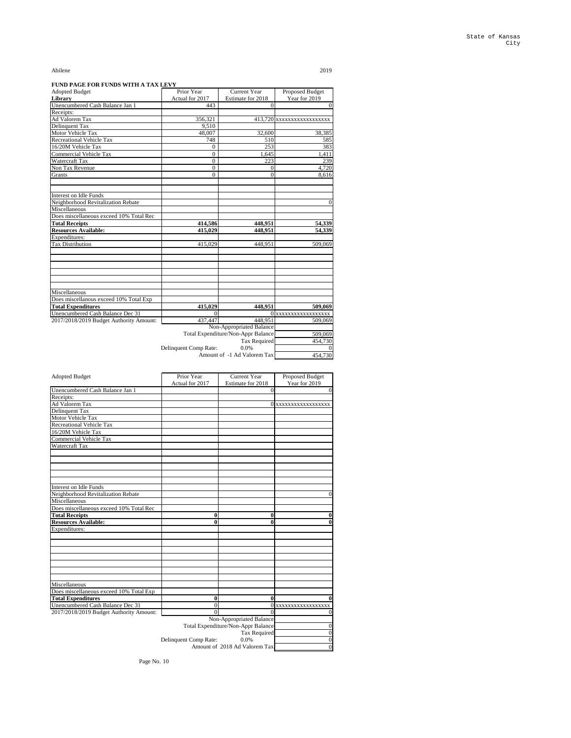State of Kansas
City

Abilene 2019

**FUND PAGE FOR FUNDS WITH A TAX LEVY**

| Adopted Budget<br>**Library** | Prior Year<br>Actual for 2017 | Current Year<br>Estimate for 2018 | Proposed Budget<br>Year for 2019 |
|---|---|---|---|
| Unencumbered Cash Balance Jan 1 | 443 | 0 | 0 |
| Receipts: | | | |
| Ad Valorem Tax | 356,321 | 413,720 | xxxxxxxxxxxxxxxxx |
| Delinquent Tax | 9,510 | | |
| Motor Vehicle Tax | 48,007 | 32,600 | 38,385 |
| Recreational Vehicle Tax | 748 | 510 | 585 |
| 16/20M Vehicle Tax | 0 | 253 | 383 |
| Commercial Vehicle Tax | 0 | 1,645 | 1,411 |
| Watercraft Tax | 0 | 223 | 239 |
| Non Tax Revenue | 0 | 0 | 4,720 |
| Grants | 0 | 0 | 8,616 |
| | | | |
| | | | |
| Interest on Idle Funds | | | |
| Neighborhood Revitalization Rebate | | | 0 |
| Miscellaneous | | | |
| Does miscellaneous exceed 10% Total Rec | | | |
| **Total Receipts** | **414,586** | **448,951** | **54,339** |
| **Resources Available:** | **415,029** | **448,951** | **54,339** |
| Expenditures: | | | |
| Tax Distribution | 415,029 | 448,951 | 509,069 |
| | | | |
| | | | |
| | | | |
| | | | |
| | | | |
| | | | |
| Miscellaneous | | | |
| Does miscellanous exceed 10% Total Exp | | | |
| **Total Expenditures** | **415,029** | **448,951** | **509,069** |
| Unencumbered Cash Balance Dec 31 | 0 | 0 | xxxxxxxxxxxxxxxxx |
| 2017/2018/2019 Budget Authority Amount: | 437,447 | 448,951 | 509,069 |
| | | Non-Appropriated Balance | |
| | | Total Expenditure/Non-Appr Balance | 509,069 |
| | | Tax Required | 454,730 |
| | Delinquent Comp Rate: | 0.0% | 0 |
| | | Amount of -1 Ad Valorem Tax | 454,730 |

| Adopted Budget | Prior Year<br>Actual for 2017 | Current Year<br>Estimate for 2018 | Proposed Budget<br>Year for 2019 |
|---|---|---|---|
| Unencumbered Cash Balance Jan 1 | | 0 | 0 |
| Receipts: | | | |
| Ad Valorem Tax | | 0 | xxxxxxxxxxxxxxxxx |
| Delinquent Tax | | | |
| Motor Vehicle Tax | | | |
| Recreational Vehicle Tax | | | |
| 16/20M Vehicle Tax | | | |
| Commercial Vehicle Tax | | | |
| Watercraft Tax | | | |
| | | | |
| | | | |
| | | | |
| | | | |
| | | | |
| Interest on Idle Funds | | | |
| Neighborhood Revitalization Rebate | | | 0 |
| Miscellaneous | | | |
| Does miscellaneous exceed 10% Total Rec | | | |
| **Total Receipts** | **0** | **0** | **0** |
| **Resources Available:** | **0** | **0** | **0** |
| Expenditures: | | | |
| | | | |
| | | | |
| | | | |
| | | | |
| | | | |
| | | | |
| | | | |
| Miscellaneous | | | |
| Does miscellaneous exceed 10% Total Exp | | | |
| **Total Expenditures** | **0** | **0** | **0** |
| Unencumbered Cash Balance Dec 31 | 0 | 0 | xxxxxxxxxxxxxxxxx |
| 2017/2018/2019 Budget Authority Amount: | 0 | 0 | 0 |
| | | Non-Appropriated Balance | |
| | | Total Expenditure/Non-Appr Balance | 0 |
| | | Tax Required | 0 |
| | Delinquent Comp Rate: | 0.0% | 0 |
| | | Amount of 2018 Ad Valorem Tax | 0 |

Page No. 10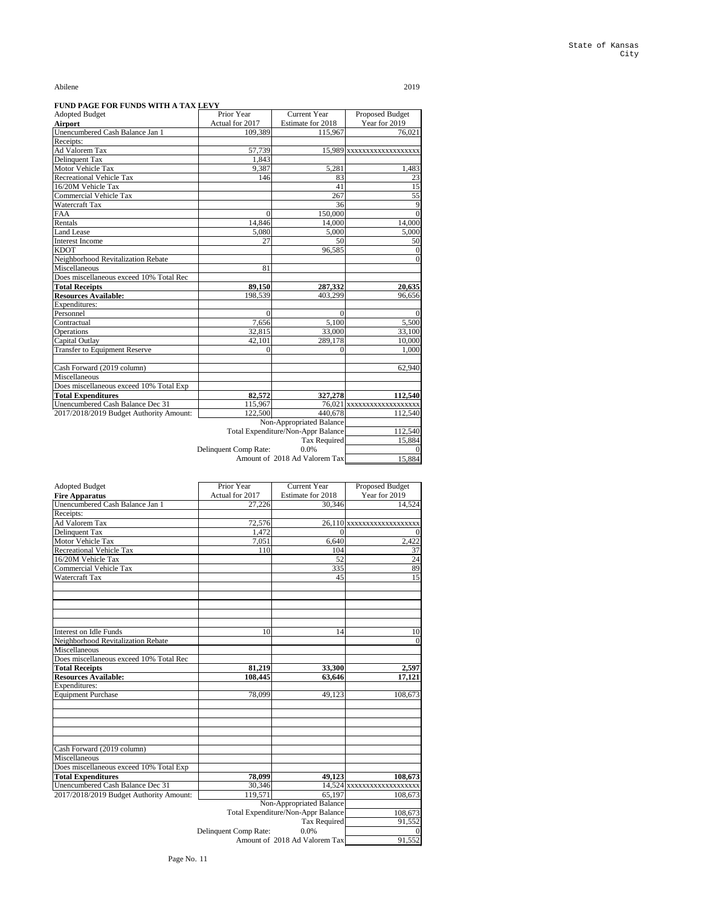State of Kansas
City

Abilene 2019

**FUND PAGE FOR FUNDS WITH A TAX LEVY**

| Adopted Budget<br>**Airport** | Prior Year<br>Actual for 2017 | Current Year<br>Estimate for 2018 | Proposed Budget<br>Year for 2019 |
|---|---|---|---|
| Unencumbered Cash Balance Jan 1 | 109,389 | 115,967 | 76,021 |
| Receipts: | | | |
| Ad Valorem Tax | 57,739 | 15,989 | xxxxxxxxxxxxxxxxxx |
| Delinquent Tax | 1,843 | | |
| Motor Vehicle Tax | 9,387 | 5,281 | 1,483 |
| Recreational Vehicle Tax | 146 | 83 | 23 |
| 16/20M Vehicle Tax | | 41 | 15 |
| Commercial Vehicle Tax | | 267 | 55 |
| Watercraft Tax | | 36 | 9 |
| FAA | 0 | 150,000 | 0 |
| Rentals | 14,846 | 14,000 | 14,000 |
| Land Lease | 5,080 | 5,000 | 5,000 |
| Interest Income | 27 | 50 | 50 |
| KDOT | | 96,585 | 0 |
| Neighborhood Revitalization Rebate | | | 0 |
| Miscellaneous | 81 | | |
| Does miscellaneous exceed 10% Total Rec | | | |
| **Total Receipts** | **89,150** | **287,332** | **20,635** |
| **Resources Available:** | 198,539 | 403,299 | 96,656 |
| Expenditures: | | | |
| Personnel | 0 | 0 | 0 |
| Contractual | 7,656 | 5,100 | 5,500 |
| Operations | 32,815 | 33,000 | 33,100 |
| Capital Outlay | 42,101 | 289,178 | 10,000 |
| Transfer to Equipment Reserve | 0 | 0 | 1,000 |
| | | | |
| Cash Forward (2019 column) | | | 62,940 |
| Miscellaneous | | | |
| Does miscellaneous exceed 10% Total Exp | | | |
| **Total Expenditures** | **82,572** | **327,278** | **112,540** |
| Unencumbered Cash Balance Dec 31 | 115,967 | 76,021 | xxxxxxxxxxxxxxxxxx |
| 2017/2018/2019 Budget Authority Amount: | 122,500 | 440,678 | 112,540 |
| | | Non-Appropriated Balance | |
| | | Total Expenditure/Non-Appr Balance | 112,540 |
| | | Tax Required | 15,884 |
| | Delinquent Comp Rate: | 0.0% | 0 |
| | | Amount of 2018 Ad Valorem Tax | 15,884 |

| Adopted Budget<br>**Fire Apparatus** | Prior Year<br>Actual for 2017 | Current Year<br>Estimate for 2018 | Proposed Budget<br>Year for 2019 |
|---|---|---|---|
| Unencumbered Cash Balance Jan 1 | 27,226 | 30,346 | 14,524 |
| Receipts: | | | |
| Ad Valorem Tax | 72,576 | 26,110 | xxxxxxxxxxxxxxxxxx |
| Delinquent Tax | 1,472 | 0 | 0 |
| Motor Vehicle Tax | 7,051 | 6,640 | 2,422 |
| Recreational Vehicle Tax | 110 | 104 | 37 |
| 16/20M Vehicle Tax | | 52 | 24 |
| Commercial Vehicle Tax | | 335 | 89 |
| Watercraft Tax | | 45 | 15 |
| | | | |
| | | | |
| | | | |
| | | | |
| | | | |
| | | | |
| Interest on Idle Funds | 10 | 14 | 10 |
| Neighborhood Revitalization Rebate | | | 0 |
| Miscellaneous | | | |
| Does miscellaneous exceed 10% Total Rec | | | |
| **Total Receipts** | **81,219** | **33,300** | **2,597** |
| **Resources Available:** | **108,445** | **63,646** | **17,121** |
| Expenditures: | | | |
| Equipment Purchase | 78,099 | 49,123 | 108,673 |
| | | | |
| | | | |
| | | | |
| | | | |
| | | | |
| Cash Forward (2019 column) | | | |
| Miscellaneous | | | |
| Does miscellaneous exceed 10% Total Exp | | | |
| **Total Expenditures** | **78,099** | **49,123** | **108,673** |
| Unencumbered Cash Balance Dec 31 | 30,346 | 14,524 | xxxxxxxxxxxxxxxxxx |
| 2017/2018/2019 Budget Authority Amount: | 119,571 | 65,197 | 108,673 |
| | | Non-Appropriated Balance | |
| | | Total Expenditure/Non-Appr Balance | 108,673 |
| | | Tax Required | 91,552 |
| | Delinquent Comp Rate: | 0.0% | 0 |
| | | Amount of 2018 Ad Valorem Tax | 91,552 |

Page No. 11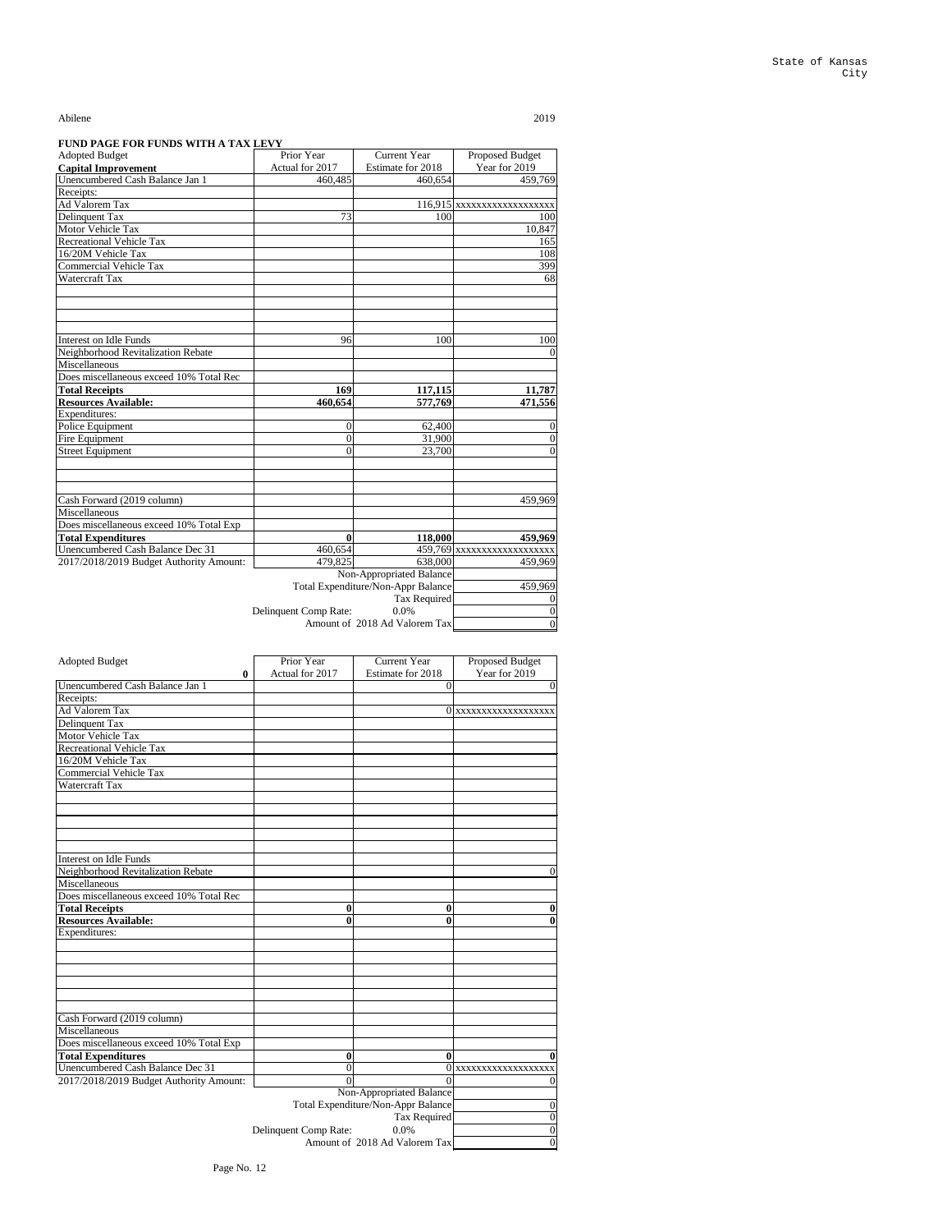State of Kansas
City

Abilene 2019

**FUND PAGE FOR FUNDS WITH A TAX LEVY**

| Adopted Budget<br>**Capital Improvement** | Prior Year<br>Actual for 2017 | Current Year<br>Estimate for 2018 | Proposed Budget<br>Year for 2019 |
|---|---|---|---|
| Unencumbered Cash Balance Jan 1 | 460,485 | 460,654 | 459,769 |
| Receipts: | | | |
| Ad Valorem Tax | | 116,915 | xxxxxxxxxxxxxxxxxx |
| Delinquent Tax | 73 | 100 | 100 |
| Motor Vehicle Tax | | | 10,847 |
| Recreational Vehicle Tax | | | 165 |
| 16/20M Vehicle Tax | | | 108 |
| Commercial Vehicle Tax | | | 399 |
| Watercraft Tax | | | 68 |
| | | | |
| | | | |
| | | | |
| | | | |
| Interest on Idle Funds | 96 | 100 | 100 |
| Neighborhood Revitalization Rebate | | | 0 |
| Miscellaneous | | | |
| Does miscellaneous exceed 10% Total Rec | | | |
| **Total Receipts** | **169** | **117,115** | **11,787** |
| **Resources Available:** | **460,654** | **577,769** | **471,556** |
| Expenditures: | | | |
| Police Equipment | 0 | 62,400 | 0 |
| Fire Equipment | 0 | 31,900 | 0 |
| Street Equipment | 0 | 23,700 | 0 |
| | | | |
| | | | |
| Cash Forward (2019 column) | | | 459,969 |
| Miscellaneous | | | |
| Does miscellaneous exceed 10% Total Exp | | | |
| **Total Expenditures** | **0** | **118,000** | **459,969** |
| Unencumbered Cash Balance Dec 31 | 460,654 | 459,769 | xxxxxxxxxxxxxxxxxx |
| 2017/2018/2019 Budget Authority Amount: | 479,825 | 638,000 | 459,969 |
| | | Non-Appropriated Balance | |
| | | Total Expenditure/Non-Appr Balance | 459,969 |
| | | Tax Required | 0 |
| | Delinquent Comp Rate: | 0.0% | 0 |
| | | Amount of 2018 Ad Valorem Tax | 0 |

| Adopted Budget<br>**0** | Prior Year<br>Actual for 2017 | Current Year<br>Estimate for 2018 | Proposed Budget<br>Year for 2019 |
|---|---|---|---|
| Unencumbered Cash Balance Jan 1 | | 0 | 0 |
| Receipts: | | | |
| Ad Valorem Tax | | 0 | xxxxxxxxxxxxxxxxxx |
| Delinquent Tax | | | |
| Motor Vehicle Tax | | | |
| Recreational Vehicle Tax | | | |
| 16/20M Vehicle Tax | | | |
| Commercial Vehicle Tax | | | |
| Watercraft Tax | | | |
| | | | |
| | | | |
| | | | |
| | | | |
| Interest on Idle Funds | | | |
| Neighborhood Revitalization Rebate | | | 0 |
| Miscellaneous | | | |
| Does miscellaneous exceed 10% Total Rec | | | |
| **Total Receipts** | **0** | **0** | **0** |
| **Resources Available:** | **0** | **0** | **0** |
| Expenditures: | | | |
| | | | |
| | | | |
| | | | |
| | | | |
| | | | |
| | | | |
| Cash Forward (2019 column) | | | |
| Miscellaneous | | | |
| Does miscellaneous exceed 10% Total Exp | | | |
| **Total Expenditures** | **0** | **0** | **0** |
| Unencumbered Cash Balance Dec 31 | 0 | 0 | xxxxxxxxxxxxxxxxxx |
| 2017/2018/2019 Budget Authority Amount: | 0 | 0 | 0 |
| | | Non-Appropriated Balance | |
| | | Total Expenditure/Non-Appr Balance | 0 |
| | | Tax Required | 0 |
| | Delinquent Comp Rate: | 0.0% | 0 |
| | | Amount of 2018 Ad Valorem Tax | 0 |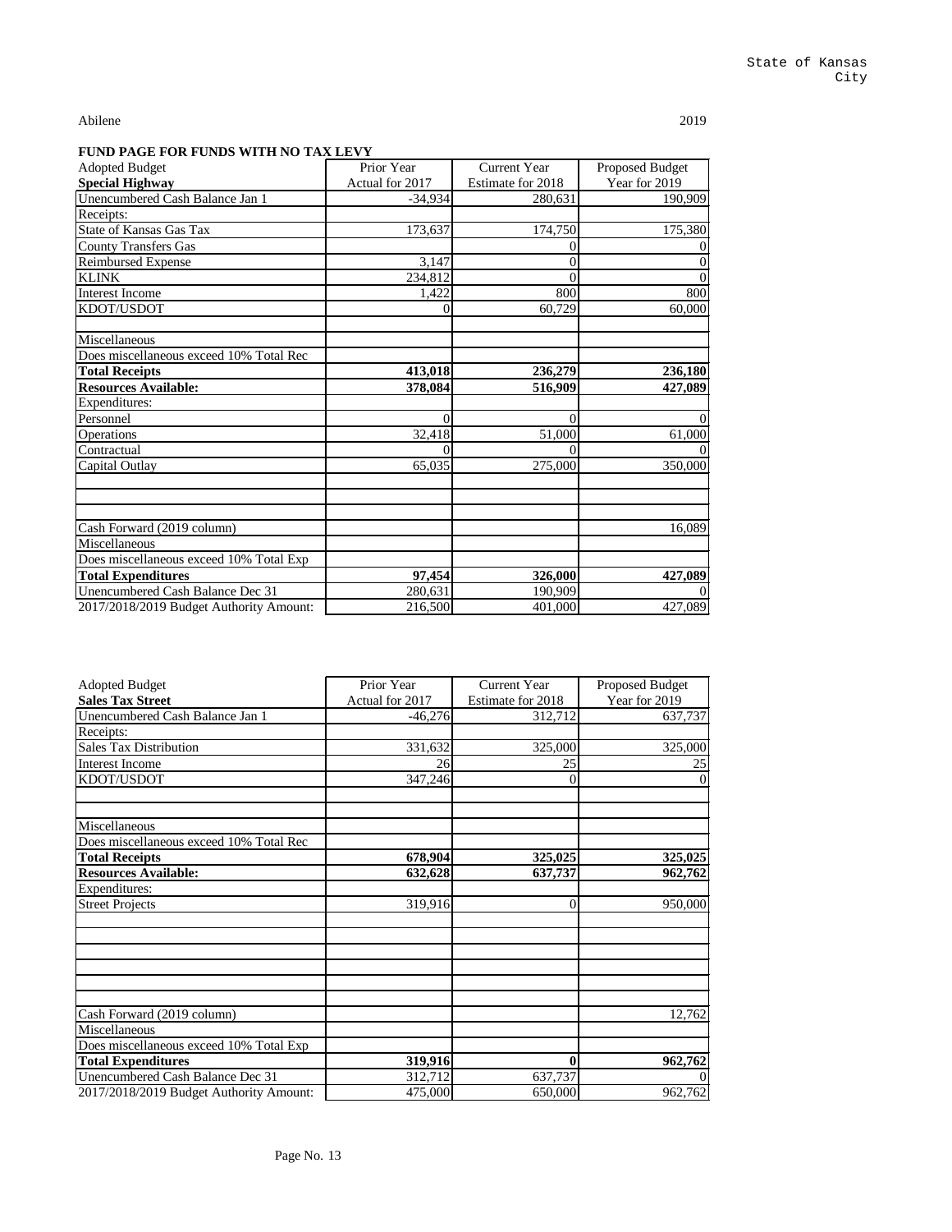State of Kansas
City

Abilene 2019

**FUND PAGE FOR FUNDS WITH NO TAX LEVY**

| Adopted Budget<br>**Special Highway** | Prior Year<br>Actual for 2017 | Current Year<br>Estimate for 2018 | Proposed Budget<br>Year for 2019 |
|---|---|---|---|
| Unencumbered Cash Balance Jan 1 | -34,934 | 280,631 | 190,909 |
| Receipts: | | | |
| State of Kansas Gas Tax | 173,637 | 174,750 | 175,380 |
| County Transfers Gas | | 0 | 0 |
| Reimbursed Expense | 3,147 | 0 | 0 |
| KLINK | 234,812 | 0 | 0 |
| Interest Income | 1,422 | 800 | 800 |
| KDOT/USDOT | 0 | 60,729 | 60,000 |
| | | | |
| Miscellaneous | | | |
| Does miscellaneous exceed 10% Total Rec | | | |
| **Total Receipts** | **413,018** | **236,279** | **236,180** |
| **Resources Available:** | **378,084** | **516,909** | **427,089** |
| Expenditures: | | | |
| Personnel | 0 | 0 | 0 |
| Operations | 32,418 | 51,000 | 61,000 |
| Contractual | 0 | 0 | 0 |
| Capital Outlay | 65,035 | 275,000 | 350,000 |
| | | | |
| | | | |
| | | | |
| Cash Forward (2019 column) | | | 16,089 |
| Miscellaneous | | | |
| Does miscellaneous exceed 10% Total Exp | | | |
| **Total Expenditures** | **97,454** | **326,000** | **427,089** |
| Unencumbered Cash Balance Dec 31 | 280,631 | 190,909 | 0 |
| 2017/2018/2019 Budget Authority Amount: | 216,500 | 401,000 | 427,089 |

| Adopted Budget<br>**Sales Tax Street** | Prior Year<br>Actual for 2017 | Current Year<br>Estimate for 2018 | Proposed Budget<br>Year for 2019 |
|---|---|---|---|
| Unencumbered Cash Balance Jan 1 | -46,276 | 312,712 | 637,737 |
| Receipts: | | | |
| Sales Tax Distribution | 331,632 | 325,000 | 325,000 |
| Interest Income | 26 | 25 | 25 |
| KDOT/USDOT | 347,246 | 0 | 0 |
| | | | |
| | | | |
| Miscellaneous | | | |
| Does miscellaneous exceed 10% Total Rec | | | |
| **Total Receipts** | **678,904** | **325,025** | **325,025** |
| **Resources Available:** | **632,628** | **637,737** | **962,762** |
| Expenditures: | | | |
| Street Projects | 319,916 | 0 | 950,000 |
| | | | |
| | | | |
| | | | |
| | | | |
| | | | |
| | | | |
| Cash Forward (2019 column) | | | 12,762 |
| Miscellaneous | | | |
| Does miscellaneous exceed 10% Total Exp | | | |
| **Total Expenditures** | **319,916** | **0** | **962,762** |
| Unencumbered Cash Balance Dec 31 | 312,712 | 637,737 | 0 |
| 2017/2018/2019 Budget Authority Amount: | 475,000 | 650,000 | 962,762 |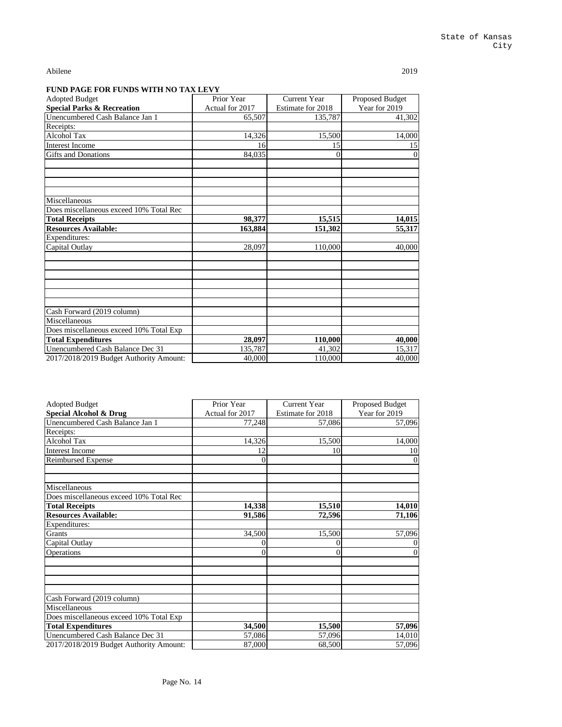State of Kansas
City

Abilene 2019

**FUND PAGE FOR FUNDS WITH NO TAX LEVY**

| Adopted Budget | Prior Year | Current Year | Proposed Budget |
|---|---|---|---|
| **Special Parks & Recreation** | Actual for 2017 | Estimate for 2018 | Year for 2019 |
| Unencumbered Cash Balance Jan 1 | 65,507 | 135,787 | 41,302 |
| Receipts: | | | |
| Alcohol Tax | 14,326 | 15,500 | 14,000 |
| Interest Income | 16 | 15 | 15 |
| Gifts and Donations | 84,035 | 0 | 0 |
| | | | |
| | | | |
| | | | |
| | | | |
| Miscellaneous | | | |
| Does miscellaneous exceed 10% Total Rec | | | |
| **Total Receipts** | **98,377** | **15,515** | **14,015** |
| **Resources Available:** | **163,884** | **151,302** | **55,317** |
| Expenditures: | | | |
| Capital Outlay | 28,097 | 110,000 | 40,000 |
| | | | |
| | | | |
| | | | |
| | | | |
| | | | |
| | | | |
| Cash Forward (2019 column) | | | |
| Miscellaneous | | | |
| Does miscellaneous exceed 10% Total Exp | | | |
| **Total Expenditures** | **28,097** | **110,000** | **40,000** |
| Unencumbered Cash Balance Dec 31 | 135,787 | 41,302 | 15,317 |
| 2017/2018/2019 Budget Authority Amount: | 40,000 | 110,000 | 40,000 |

| Adopted Budget | Prior Year | Current Year | Proposed Budget |
|---|---|---|---|
| **Special Alcohol & Drug** | Actual for 2017 | Estimate for 2018 | Year for 2019 |
| Unencumbered Cash Balance Jan 1 | 77,248 | 57,086 | 57,096 |
| Receipts: | | | |
| Alcohol Tax | 14,326 | 15,500 | 14,000 |
| Interest Income | 12 | 10 | 10 |
| Reimbursed Expense | 0 | | 0 |
| | | | |
| | | | |
| Miscellaneous | | | |
| Does miscellaneous exceed 10% Total Rec | | | |
| **Total Receipts** | **14,338** | **15,510** | **14,010** |
| **Resources Available:** | **91,586** | **72,596** | **71,106** |
| Expenditures: | | | |
| Grants | 34,500 | 15,500 | 57,096 |
| Capital Outlay | 0 | 0 | 0 |
| Operations | 0 | 0 | 0 |
| | | | |
| | | | |
| | | | |
| Cash Forward (2019 column) | | | |
| Miscellaneous | | | |
| Does miscellaneous exceed 10% Total Exp | | | |
| **Total Expenditures** | **34,500** | **15,500** | **57,096** |
| Unencumbered Cash Balance Dec 31 | 57,086 | 57,096 | 14,010 |
| 2017/2018/2019 Budget Authority Amount: | 87,000 | 68,500 | 57,096 |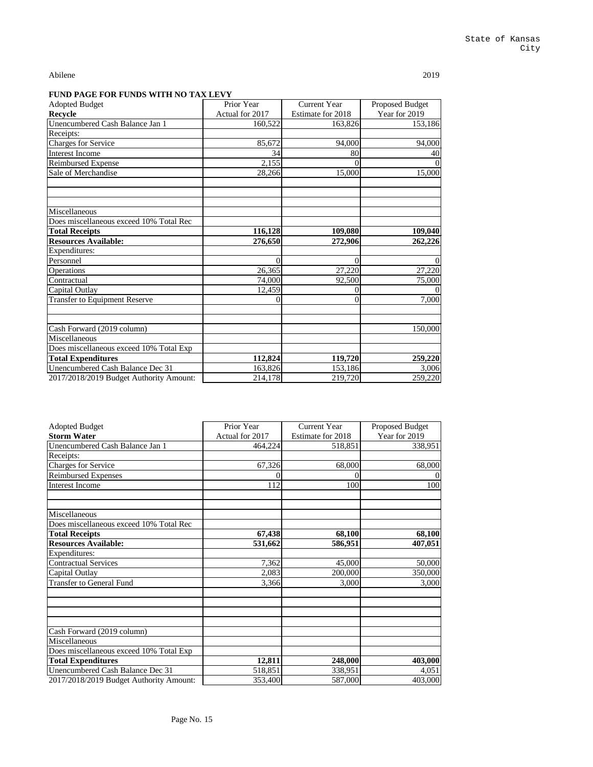State of Kansas
City

Abilene 2019

## FUND PAGE FOR FUNDS WITH NO TAX LEVY

| Adopted Budget<br>**Recycle** | Prior Year<br>Actual for 2017 | Current Year<br>Estimate for 2018 | Proposed Budget<br>Year for 2019 |
|---|---|---|---|
| Unencumbered Cash Balance Jan 1 | 160,522 | 163,826 | 153,186 |
| Receipts: | | | |
| Charges for Service | 85,672 | 94,000 | 94,000 |
| Interest Income | 34 | 80 | 40 |
| Reimbursed Expense | 2,155 | 0 | 0 |
| Sale of Merchandise | 28,266 | 15,000 | 15,000 |
| | | | |
| | | | |
| | | | |
| Miscellaneous | | | |
| Does miscellaneous exceed 10% Total Rec | | | |
| **Total Receipts** | **116,128** | **109,080** | **109,040** |
| **Resources Available:** | **276,650** | **272,906** | **262,226** |
| Expenditures: | | | |
| Personnel | 0 | 0 | 0 |
| Operations | 26,365 | 27,220 | 27,220 |
| Contractual | 74,000 | 92,500 | 75,000 |
| Capital Outlay | 12,459 | 0 | 0 |
| Transfer to Equipment Reserve | 0 | 0 | 7,000 |
| | | | |
| | | | |
| Cash Forward (2019 column) | | | 150,000 |
| Miscellaneous | | | |
| Does miscellaneous exceed 10% Total Exp | | | |
| **Total Expenditures** | **112,824** | **119,720** | **259,220** |
| Unencumbered Cash Balance Dec 31 | 163,826 | 153,186 | 3,006 |
| 2017/2018/2019 Budget Authority Amount: | 214,178 | 219,720 | 259,220 |

| Adopted Budget<br>**Storm Water** | Prior Year<br>Actual for 2017 | Current Year<br>Estimate for 2018 | Proposed Budget<br>Year for 2019 |
|---|---|---|---|
| Unencumbered Cash Balance Jan 1 | 464,224 | 518,851 | 338,951 |
| Receipts: | | | |
| Charges for Service | 67,326 | 68,000 | 68,000 |
| Reimbursed Expenses | 0 | 0 | 0 |
| Interest Income | 112 | 100 | 100 |
| | | | |
| | | | |
| Miscellaneous | | | |
| Does miscellaneous exceed 10% Total Rec | | | |
| **Total Receipts** | **67,438** | **68,100** | **68,100** |
| **Resources Available:** | **531,662** | **586,951** | **407,051** |
| Expenditures: | | | |
| Contractual Services | 7,362 | 45,000 | 50,000 |
| Capital Outlay | 2,083 | 200,000 | 350,000 |
| Transfer to General Fund | 3,366 | 3,000 | 3,000 |
| | | | |
| | | | |
| | | | |
| | | | |
| Cash Forward (2019 column) | | | |
| Miscellaneous | | | |
| Does miscellaneous exceed 10% Total Exp | | | |
| **Total Expenditures** | **12,811** | **248,000** | **403,000** |
| Unencumbered Cash Balance Dec 31 | 518,851 | 338,951 | 4,051 |
| 2017/2018/2019 Budget Authority Amount: | 353,400 | 587,000 | 403,000 |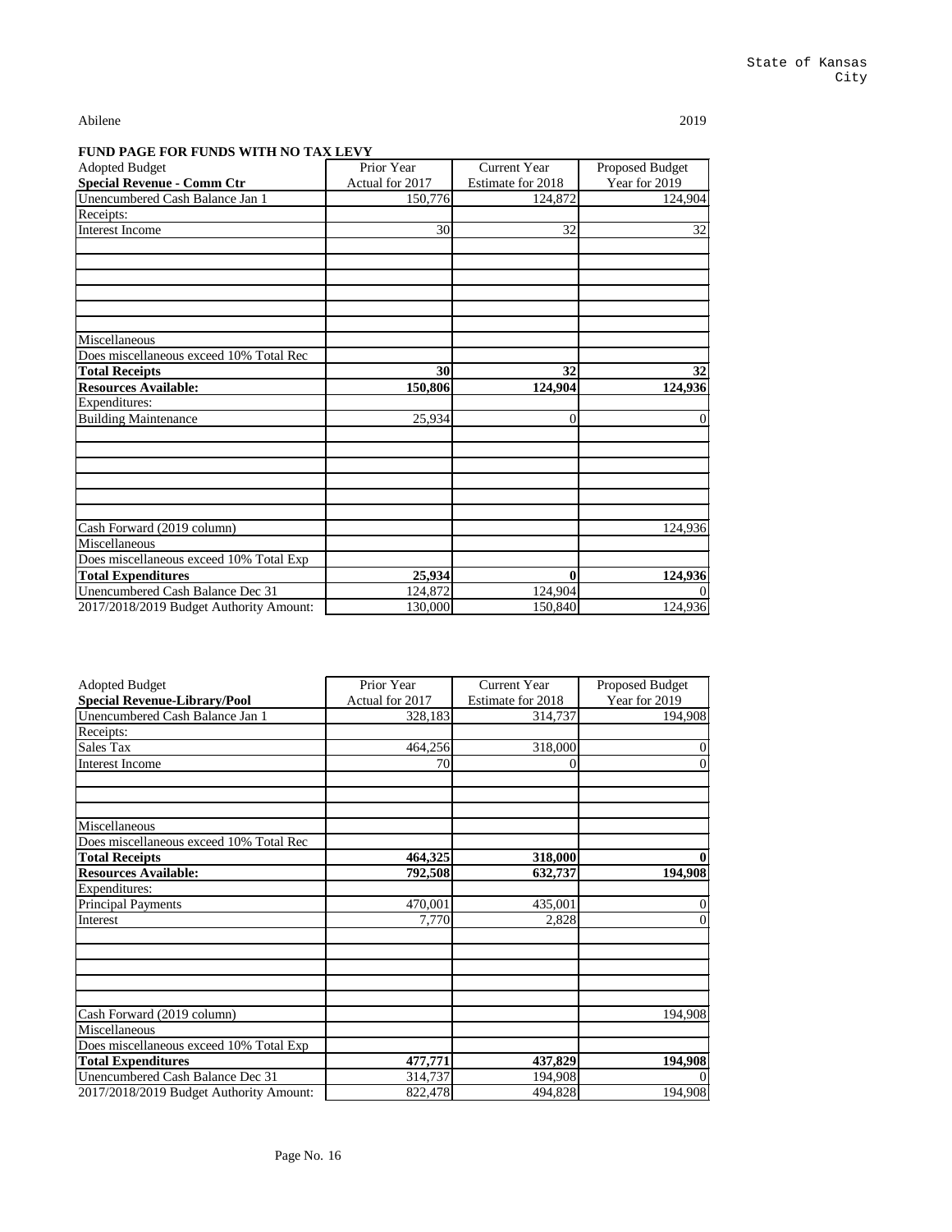State of Kansas
City

Abilene | 2019

## FUND PAGE FOR FUNDS WITH NO TAX LEVY

| Adopted Budget<br>**Special Revenue - Comm Ctr** | Prior Year<br>Actual for 2017 | Current Year<br>Estimate for 2018 | Proposed Budget<br>Year for 2019 |
|---|---|---|---|
| Unencumbered Cash Balance Jan 1 | 150,776 | 124,872 | 124,904 |
| Receipts: | | | |
| Interest Income | 30 | 32 | 32 |
| | | | |
| | | | |
| | | | |
| | | | |
| | | | |
| | | | |
| Miscellaneous | | | |
| Does miscellaneous exceed 10% Total Rec | | | |
| **Total Receipts** | **30** | **32** | **32** |
| **Resources Available:** | **150,806** | **124,904** | **124,936** |
| Expenditures: | | | |
| Building Maintenance | 25,934 | 0 | 0 |
| | | | |
| | | | |
| | | | |
| | | | |
| | | | |
| | | | |
| Cash Forward (2019 column) | | | 124,936 |
| Miscellaneous | | | |
| Does miscellaneous exceed 10% Total Exp | | | |
| **Total Expenditures** | **25,934** | **0** | **124,936** |
| Unencumbered Cash Balance Dec 31 | 124,872 | 124,904 | 0 |
| 2017/2018/2019 Budget Authority Amount: | 130,000 | 150,840 | 124,936 |

| Adopted Budget<br>**Special Revenue-Library/Pool** | Prior Year<br>Actual for 2017 | Current Year<br>Estimate for 2018 | Proposed Budget<br>Year for 2019 |
|---|---|---|---|
| Unencumbered Cash Balance Jan 1 | 328,183 | 314,737 | 194,908 |
| Receipts: | | | |
| Sales Tax | 464,256 | 318,000 | 0 |
| Interest Income | 70 | 0 | 0 |
| | | | |
| | | | |
| | | | |
| Miscellaneous | | | |
| Does miscellaneous exceed 10% Total Rec | | | |
| **Total Receipts** | **464,325** | **318,000** | **0** |
| **Resources Available:** | **792,508** | **632,737** | **194,908** |
| Expenditures: | | | |
| Principal Payments | 470,001 | 435,001 | 0 |
| Interest | 7,770 | 2,828 | 0 |
| | | | |
| | | | |
| | | | |
| | | | |
| | | | |
| Cash Forward (2019 column) | | | 194,908 |
| Miscellaneous | | | |
| Does miscellaneous exceed 10% Total Exp | | | |
| **Total Expenditures** | **477,771** | **437,829** | **194,908** |
| Unencumbered Cash Balance Dec 31 | 314,737 | 194,908 | 0 |
| 2017/2018/2019 Budget Authority Amount: | 822,478 | 494,828 | 194,908 |

Page No. 16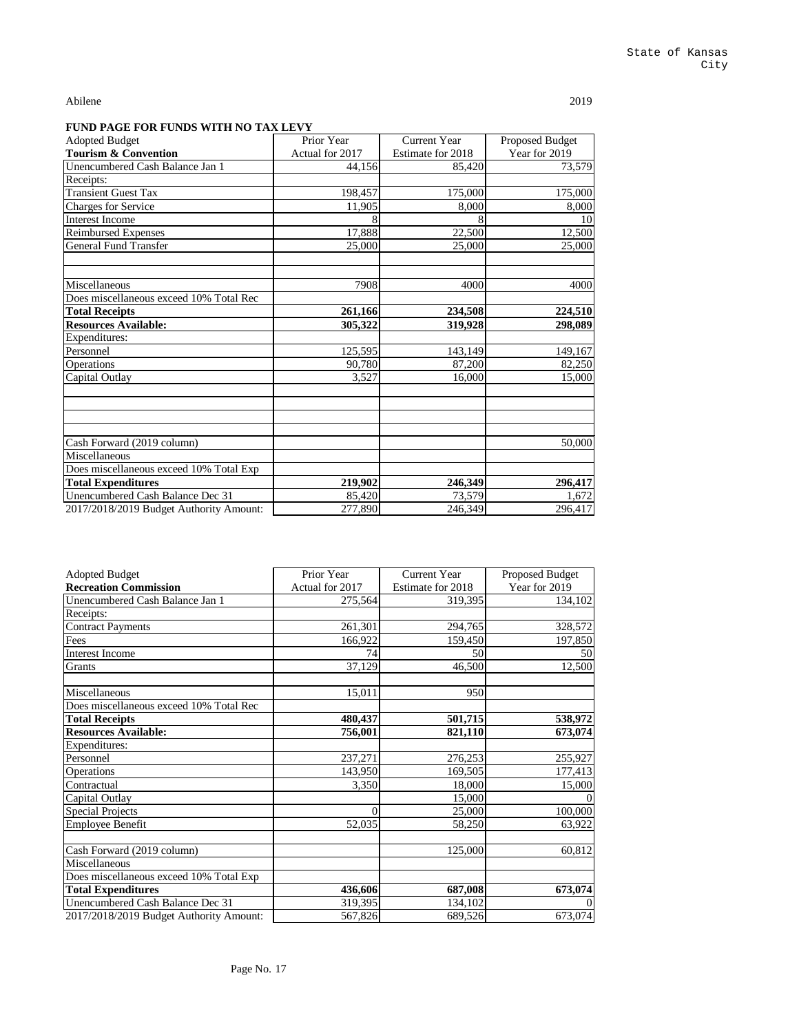State of Kansas
City

Abilene 2019

**FUND PAGE FOR FUNDS WITH NO TAX LEVY**

| Adopted Budget | Prior Year | Current Year | Proposed Budget |
|---|---|---|---|
| **Tourism & Convention** | Actual for 2017 | Estimate for 2018 | Year for 2019 |
| Unencumbered Cash Balance Jan 1 | 44,156 | 85,420 | 73,579 |
| Receipts: | | | |
| Transient Guest Tax | 198,457 | 175,000 | 175,000 |
| Charges for Service | 11,905 | 8,000 | 8,000 |
| Interest Income | 8 | 8 | 10 |
| Reimbursed Expenses | 17,888 | 22,500 | 12,500 |
| General Fund Transfer | 25,000 | 25,000 | 25,000 |
| | | | |
| | | | |
| Miscellaneous | 7908 | 4000 | 4000 |
| Does miscellaneous exceed 10% Total Rec | | | |
| **Total Receipts** | **261,166** | **234,508** | **224,510** |
| **Resources Available:** | **305,322** | **319,928** | **298,089** |
| Expenditures: | | | |
| Personnel | 125,595 | 143,149 | 149,167 |
| Operations | 90,780 | 87,200 | 82,250 |
| Capital Outlay | 3,527 | 16,000 | 15,000 |
| | | | |
| | | | |
| | | | |
| | | | |
| Cash Forward (2019 column) | | | 50,000 |
| Miscellaneous | | | |
| Does miscellaneous exceed 10% Total Exp | | | |
| **Total Expenditures** | **219,902** | **246,349** | **296,417** |
| Unencumbered Cash Balance Dec 31 | 85,420 | 73,579 | 1,672 |
| 2017/2018/2019 Budget Authority Amount: | 277,890 | 246,349 | 296,417 |

| Adopted Budget | Prior Year | Current Year | Proposed Budget |
|---|---|---|---|
| **Recreation Commission** | Actual for 2017 | Estimate for 2018 | Year for 2019 |
| Unencumbered Cash Balance Jan 1 | 275,564 | 319,395 | 134,102 |
| Receipts: | | | |
| Contract Payments | 261,301 | 294,765 | 328,572 |
| Fees | 166,922 | 159,450 | 197,850 |
| Interest Income | 74 | 50 | 50 |
| Grants | 37,129 | 46,500 | 12,500 |
| | | | |
| Miscellaneous | 15,011 | 950 | |
| Does miscellaneous exceed 10% Total Rec | | | |
| **Total Receipts** | **480,437** | **501,715** | **538,972** |
| **Resources Available:** | **756,001** | **821,110** | **673,074** |
| Expenditures: | | | |
| Personnel | 237,271 | 276,253 | 255,927 |
| Operations | 143,950 | 169,505 | 177,413 |
| Contractual | 3,350 | 18,000 | 15,000 |
| Capital Outlay | | 15,000 | 0 |
| Special Projects | 0 | 25,000 | 100,000 |
| Employee Benefit | 52,035 | 58,250 | 63,922 |
| | | | |
| Cash Forward (2019 column) | | 125,000 | 60,812 |
| Miscellaneous | | | |
| Does miscellaneous exceed 10% Total Exp | | | |
| **Total Expenditures** | **436,606** | **687,008** | **673,074** |
| Unencumbered Cash Balance Dec 31 | 319,395 | 134,102 | 0 |
| 2017/2018/2019 Budget Authority Amount: | 567,826 | 689,526 | 673,074 |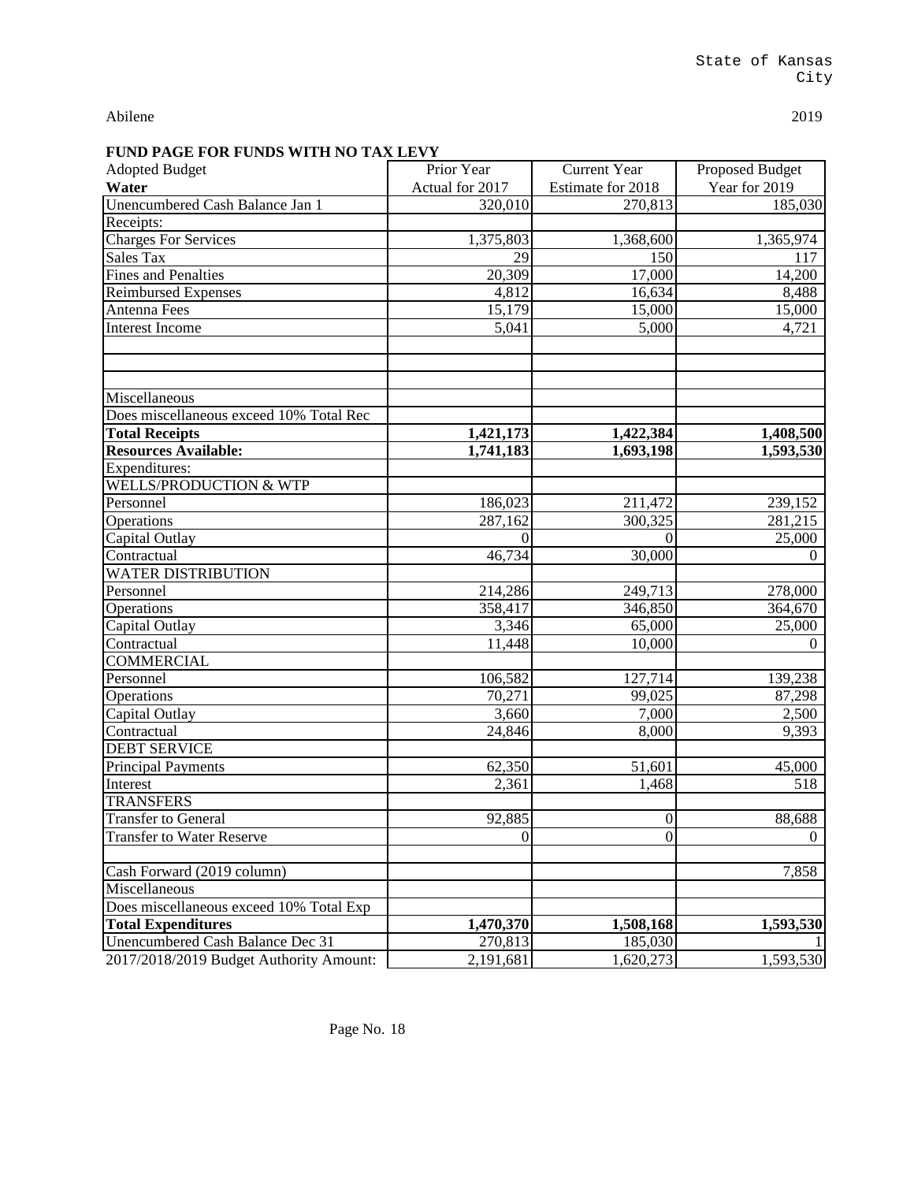State of Kansas
City

Abilene

2019

## FUND PAGE FOR FUNDS WITH NO TAX LEVY

| Adopted Budget<br>**Water** | Prior Year<br>Actual for 2017 | Current Year<br>Estimate for 2018 | Proposed Budget<br>Year for 2019 |
|---|---|---|---|
| Unencumbered Cash Balance Jan 1 | 320,010 | 270,813 | 185,030 |
| Receipts: | | | |
| Charges For Services | 1,375,803 | 1,368,600 | 1,365,974 |
| Sales Tax | 29 | 150 | 117 |
| Fines and Penalties | 20,309 | 17,000 | 14,200 |
| Reimbursed Expenses | 4,812 | 16,634 | 8,488 |
| Antenna Fees | 15,179 | 15,000 | 15,000 |
| Interest Income | 5,041 | 5,000 | 4,721 |
| | | | |
| | | | |
| | | | |
| Miscellaneous | | | |
| Does miscellaneous exceed 10% Total Rec | | | |
| **Total Receipts** | **1,421,173** | **1,422,384** | **1,408,500** |
| **Resources Available:** | **1,741,183** | **1,693,198** | **1,593,530** |
| Expenditures: | | | |
| WELLS/PRODUCTION & WTP | | | |
| Personnel | 186,023 | 211,472 | 239,152 |
| Operations | 287,162 | 300,325 | 281,215 |
| Capital Outlay | 0 | 0 | 25,000 |
| Contractual | 46,734 | 30,000 | 0 |
| WATER DISTRIBUTION | | | |
| Personnel | 214,286 | 249,713 | 278,000 |
| Operations | 358,417 | 346,850 | 364,670 |
| Capital Outlay | 3,346 | 65,000 | 25,000 |
| Contractual | 11,448 | 10,000 | 0 |
| COMMERCIAL | | | |
| Personnel | 106,582 | 127,714 | 139,238 |
| Operations | 70,271 | 99,025 | 87,298 |
| Capital Outlay | 3,660 | 7,000 | 2,500 |
| Contractual | 24,846 | 8,000 | 9,393 |
| DEBT SERVICE | | | |
| Principal Payments | 62,350 | 51,601 | 45,000 |
| Interest | 2,361 | 1,468 | 518 |
| TRANSFERS | | | |
| Transfer to General | 92,885 | 0 | 88,688 |
| Transfer to Water Reserve | 0 | 0 | 0 |
| | | | |
| Cash Forward (2019 column) | | | 7,858 |
| Miscellaneous | | | |
| Does miscellaneous exceed 10% Total Exp | | | |
| **Total Expenditures** | **1,470,370** | **1,508,168** | **1,593,530** |
| Unencumbered Cash Balance Dec 31 | 270,813 | 185,030 | 1 |
| 2017/2018/2019 Budget Authority Amount: | 2,191,681 | 1,620,273 | 1,593,530 |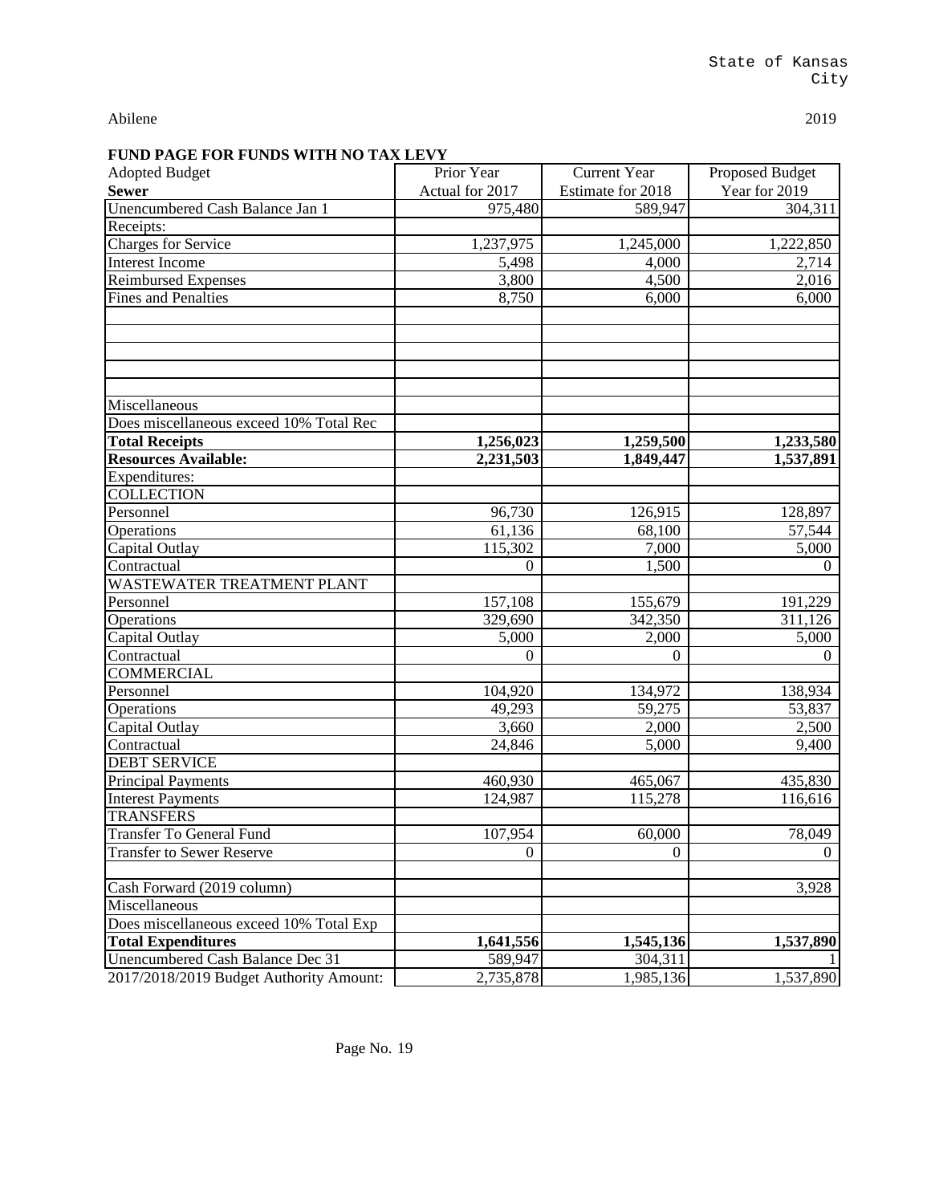State of Kansas
City

Abilene 2019

**FUND PAGE FOR FUNDS WITH NO TAX LEVY**

| Adopted Budget | Prior Year | Current Year | Proposed Budget |
|---|---|---|---|
| **Sewer** | Actual for 2017 | Estimate for 2018 | Year for 2019 |
| Unencumbered Cash Balance Jan 1 | 975,480 | 589,947 | 304,311 |
| Receipts: | | | |
| Charges for Service | 1,237,975 | 1,245,000 | 1,222,850 |
| Interest Income | 5,498 | 4,000 | 2,714 |
| Reimbursed Expenses | 3,800 | 4,500 | 2,016 |
| Fines and Penalties | 8,750 | 6,000 | 6,000 |
| | | | |
| | | | |
| | | | |
| | | | |
| | | | |
| Miscellaneous | | | |
| Does miscellaneous exceed 10% Total Rec | | | |
| **Total Receipts** | **1,256,023** | **1,259,500** | **1,233,580** |
| **Resources Available:** | **2,231,503** | **1,849,447** | **1,537,891** |
| Expenditures: | | | |
| COLLECTION | | | |
| Personnel | 96,730 | 126,915 | 128,897 |
| Operations | 61,136 | 68,100 | 57,544 |
| Capital Outlay | 115,302 | 7,000 | 5,000 |
| Contractual | 0 | 1,500 | 0 |
| WASTEWATER TREATMENT PLANT | | | |
| Personnel | 157,108 | 155,679 | 191,229 |
| Operations | 329,690 | 342,350 | 311,126 |
| Capital Outlay | 5,000 | 2,000 | 5,000 |
| Contractual | 0 | 0 | 0 |
| COMMERCIAL | | | |
| Personnel | 104,920 | 134,972 | 138,934 |
| Operations | 49,293 | 59,275 | 53,837 |
| Capital Outlay | 3,660 | 2,000 | 2,500 |
| Contractual | 24,846 | 5,000 | 9,400 |
| DEBT SERVICE | | | |
| Principal Payments | 460,930 | 465,067 | 435,830 |
| Interest Payments | 124,987 | 115,278 | 116,616 |
| TRANSFERS | | | |
| Transfer To General Fund | 107,954 | 60,000 | 78,049 |
| Transfer to Sewer Reserve | 0 | 0 | 0 |
| | | | |
| Cash Forward (2019 column) | | | 3,928 |
| Miscellaneous | | | |
| Does miscellaneous exceed 10% Total Exp | | | |
| **Total Expenditures** | **1,641,556** | **1,545,136** | **1,537,890** |
| Unencumbered Cash Balance Dec 31 | 589,947 | 304,311 | 1 |
| 2017/2018/2019 Budget Authority Amount: | 2,735,878 | 1,985,136 | 1,537,890 |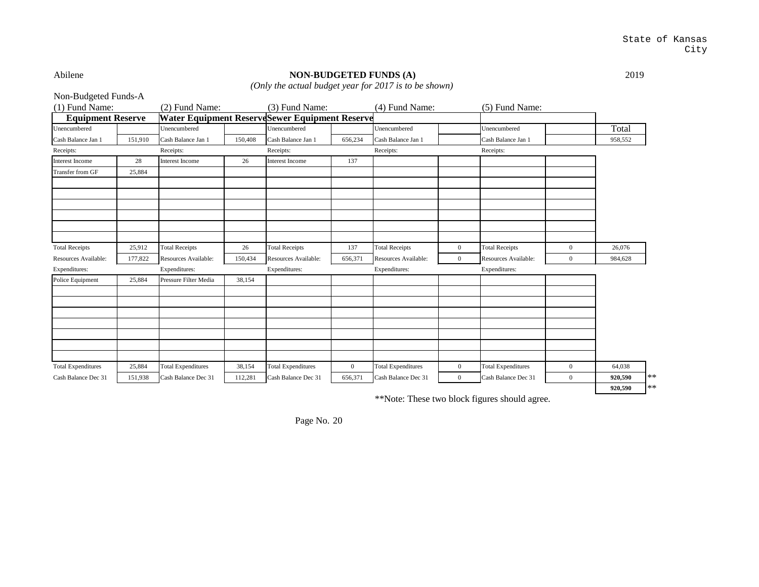State of Kansas
City

Abilene

## NON-BUDGETED FUNDS (A)

*(Only the actual budget year for 2017 is to be shown)*

2019

Non-Budgeted Funds-A

| (1) Fund Name: | | (2) Fund Name: | | (3) Fund Name: | | (4) Fund Name: | | (5) Fund Name: | | |
|---|---|---|---|---|---|---|---|---|---|---|
| **Equipment Reserve** | | **Water Equipment Reserve** | | **Sewer Equipment Reserve** | | | | | | |
| Unencumbered | | Unencumbered | | Unencumbered | | Unencumbered | | Unencumbered | | Total |
| Cash Balance Jan 1 | 151,910 | Cash Balance Jan 1 | 150,408 | Cash Balance Jan 1 | 656,234 | Cash Balance Jan 1 | | Cash Balance Jan 1 | | 958,552 |
| Receipts: | | Receipts: | | Receipts: | | Receipts: | | Receipts: | | |
| Interest Income | 28 | Interest Income | 26 | Interest Income | 137 | | | | | |
| Transfer from GF | 25,884 | | | | | | | | | |
| Total Receipts | 25,912 | Total Receipts | 26 | Total Receipts | 137 | Total Receipts | 0 | Total Receipts | 0 | 26,076 |
| Resources Available: | 177,822 | Resources Available: | 150,434 | Resources Available: | 656,371 | Resources Available: | 0 | Resources Available: | 0 | 984,628 |
| Expenditures: | | Expenditures: | | Expenditures: | | Expenditures: | | Expenditures: | | |
| Police Equipment | 25,884 | Pressure Filter Media | 38,154 | | | | | | | |
| Total Expenditures | 25,884 | Total Expenditures | 38,154 | Total Expenditures | 0 | Total Expenditures | 0 | Total Expenditures | 0 | 64,038 |
| Cash Balance Dec 31 | 151,938 | Cash Balance Dec 31 | 112,281 | Cash Balance Dec 31 | 656,371 | Cash Balance Dec 31 | 0 | Cash Balance Dec 31 | 0 | **920,590** ** |
| | | | | | | | | | | **920,590** ** |

**Note: These two block figures should agree.

Page No. 20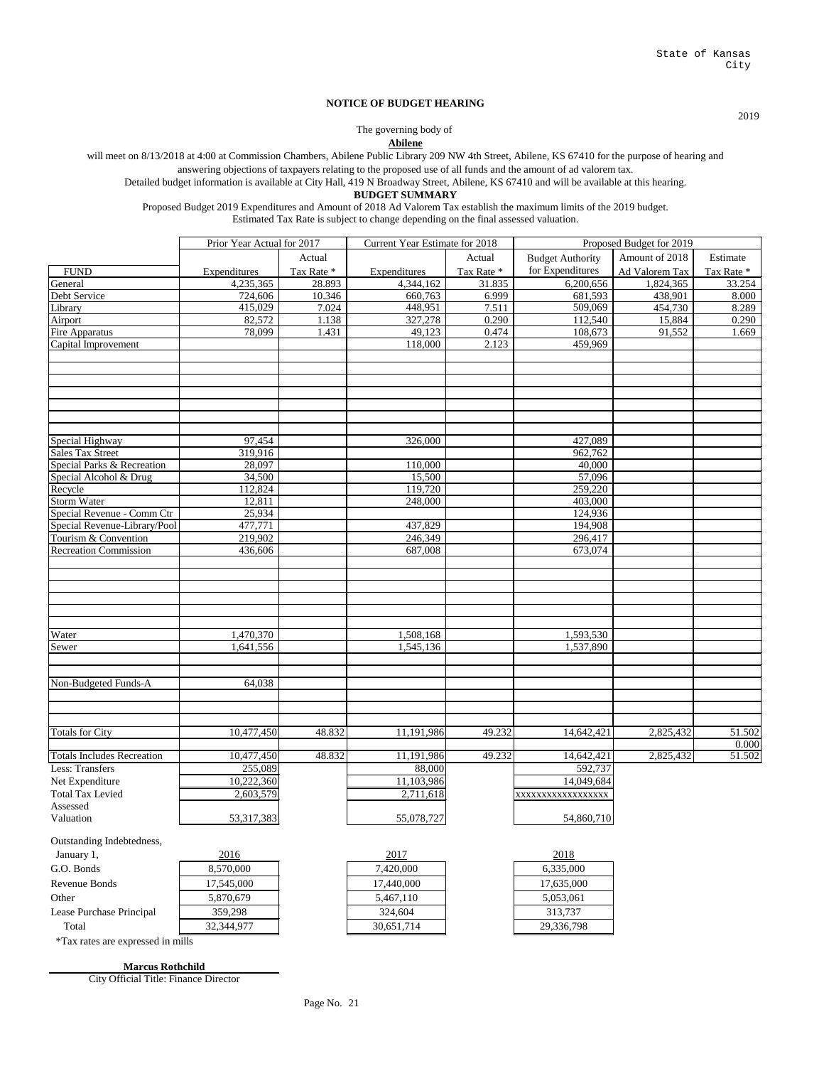State of Kansas
City

2019

**NOTICE OF BUDGET HEARING**

The governing body of

**Abilene**

will meet on 8/13/2018 at 4:00 at Commission Chambers, Abilene Public Library 209 NW 4th Street, Abilene, KS 67410 for the purpose of hearing and answering objections of taxpayers relating to the proposed use of all funds and the amount of ad valorem tax.

Detailed budget information is available at City Hall, 419 N Broadway Street, Abilene, KS 67410 and will be available at this hearing.

**BUDGET SUMMARY**

Proposed Budget 2019 Expenditures and Amount of 2018 Ad Valorem Tax establish the maximum limits of the 2019 budget.
Estimated Tax Rate is subject to change depending on the final assessed valuation.

| | Prior Year Actual for 2017 | | Current Year Estimate for 2018 | | Proposed Budget for 2019 | | |
|---|---|---|---|---|---|---|---|
| FUND | Expenditures | Actual Tax Rate * | Expenditures | Actual Tax Rate * | Budget Authority for Expenditures | Amount of 2018 Ad Valorem Tax | Estimate Tax Rate * |
| General | 4,235,365 | 28.893 | 4,344,162 | 31.835 | 6,200,656 | 1,824,365 | 33.254 |
| Debt Service | 724,606 | 10.346 | 660,763 | 6.999 | 681,593 | 438,901 | 8.000 |
| Library | 415,029 | 7.024 | 448,951 | 7.511 | 509,069 | 454,730 | 8.289 |
| Airport | 82,572 | 1.138 | 327,278 | 0.290 | 112,540 | 15,884 | 0.290 |
| Fire Apparatus | 78,099 | 1.431 | 49,123 | 0.474 | 108,673 | 91,552 | 1.669 |
| Capital Improvement | | | 118,000 | 2.123 | 459,969 | | |
| Special Highway | 97,454 | | 326,000 | | 427,089 | | |
| Sales Tax Street | 319,916 | | | | 962,762 | | |
| Special Parks & Recreation | 28,097 | | 110,000 | | 40,000 | | |
| Special Alcohol & Drug | 34,500 | | 15,500 | | 57,096 | | |
| Recycle | 112,824 | | 119,720 | | 259,220 | | |
| Storm Water | 12,811 | | 248,000 | | 403,000 | | |
| Special Revenue - Comm Ctr | 25,934 | | | | 124,936 | | |
| Special Revenue-Library/Pool | 477,771 | | 437,829 | | 194,908 | | |
| Tourism & Convention | 219,902 | | 246,349 | | 296,417 | | |
| Recreation Commission | 436,606 | | 687,008 | | 673,074 | | |
| Water | 1,470,370 | | 1,508,168 | | 1,593,530 | | |
| Sewer | 1,641,556 | | 1,545,136 | | 1,537,890 | | |
| Non-Budgeted Funds-A | 64,038 | | | | | | |
| Totals for City | 10,477,450 | 48.832 | 11,191,986 | 49.232 | 14,642,421 | 2,825,432 | 51.502 |
| | | | | | | | 0.000 |
| Totals Includes Recreation | 10,477,450 | 48.832 | 11,191,986 | 49.232 | 14,642,421 | 2,825,432 | 51.502 |
| Less: Transfers | 255,089 | | 88,000 | | 592,737 | | |
| Net Expenditure | 10,222,360 | | 11,103,986 | | 14,049,684 | | |
| Total Tax Levied | 2,603,579 | | 2,711,618 | | xxxxxxxxxxxxxxxxx | | |
| Assessed Valuation | 53,317,383 | | 55,078,727 | | 54,860,710 | | |

| Outstanding Indebtedness, January 1, | 2016 | 2017 | 2018 |
|---|---|---|---|
| G.O. Bonds | 8,570,000 | 7,420,000 | 6,335,000 |
| Revenue Bonds | 17,545,000 | 17,440,000 | 17,635,000 |
| Other | 5,870,679 | 5,467,110 | 5,053,061 |
| Lease Purchase Principal | 359,298 | 324,604 | 313,737 |
| Total | 32,344,977 | 30,651,714 | 29,336,798 |

*Tax rates are expressed in mills

**Marcus Rothchild**
City Official Title: Finance Director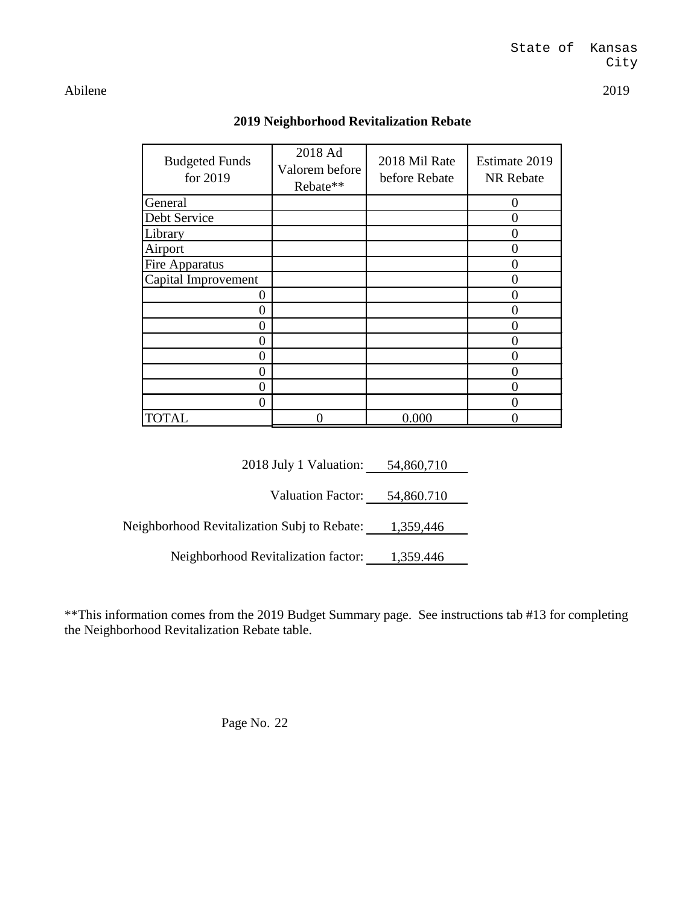State of Kansas
City

Abilene

2019

## 2019 Neighborhood Revitalization Rebate

| Budgeted Funds for 2019 | 2018 Ad Valorem before Rebate** | 2018 Mil Rate before Rebate | Estimate 2019 NR Rebate |
|---|---|---|---|
| General | | | 0 |
| Debt Service | | | 0 |
| Library | | | 0 |
| Airport | | | 0 |
| Fire Apparatus | | | 0 |
| Capital Improvement | | | 0 |
| 0 | | | 0 |
| 0 | | | 0 |
| 0 | | | 0 |
| 0 | | | 0 |
| 0 | | | 0 |
| 0 | | | 0 |
| 0 | | | 0 |
| 0 | | | 0 |
| TOTAL | 0 | 0.000 | 0 |

2018 July 1 Valuation: 54,860,710

Valuation Factor: 54,860.710

Neighborhood Revitalization Subj to Rebate: 1,359,446

Neighborhood Revitalization factor: 1,359.446

**This information comes from the 2019 Budget Summary page. See instructions tab #13 for completing the Neighborhood Revitalization Rebate table.

Page No. 22